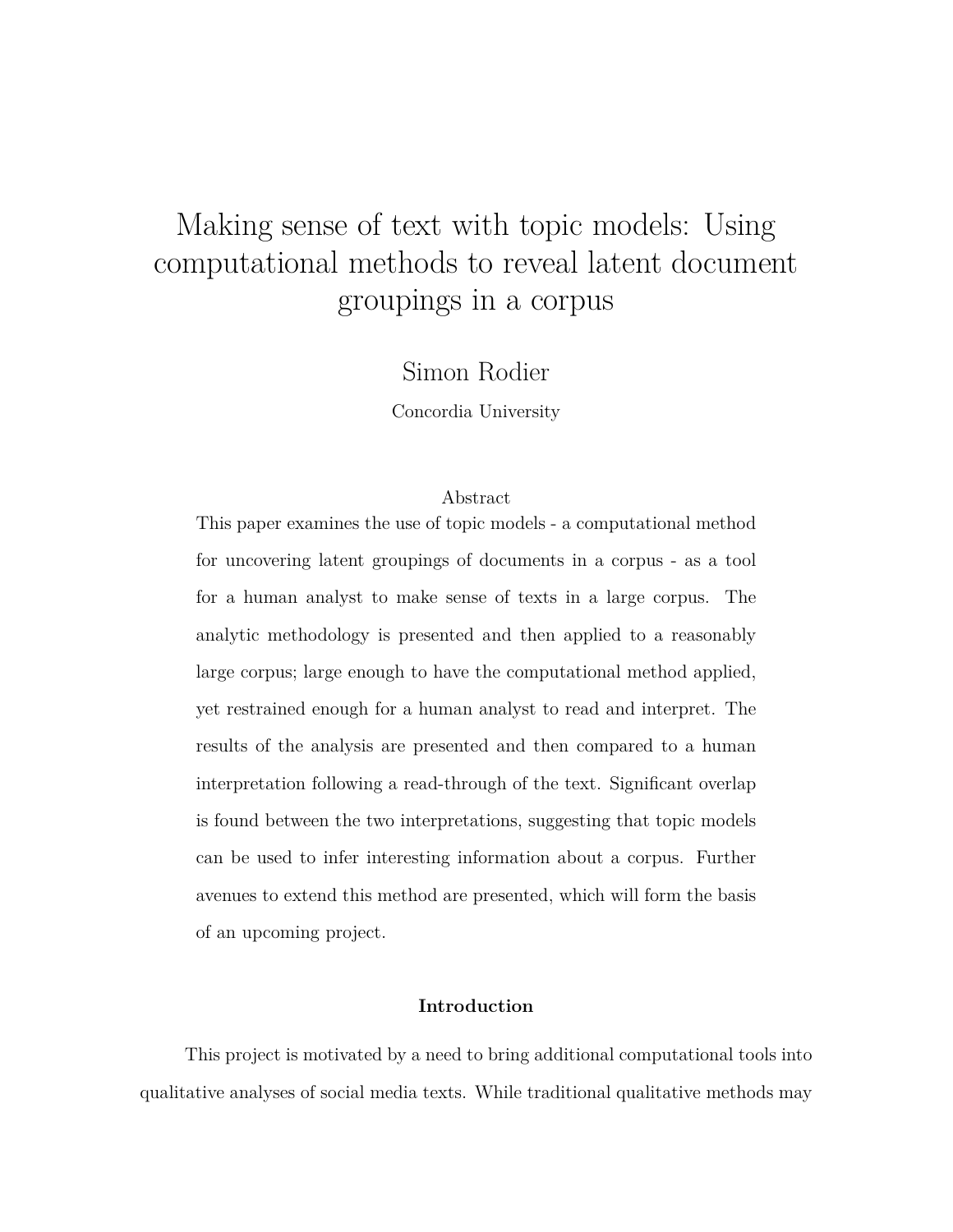# Making sense of text with topic models: Using computational methods to reveal latent document groupings in a corpus

Simon Rodier

Concordia University

## Abstract

This paper examines the use of topic models - a computational method for uncovering latent groupings of documents in a corpus - as a tool for a human analyst to make sense of texts in a large corpus. The analytic methodology is presented and then applied to a reasonably large corpus; large enough to have the computational method applied, yet restrained enough for a human analyst to read and interpret. The results of the analysis are presented and then compared to a human interpretation following a read-through of the text. Significant overlap is found between the two interpretations, suggesting that topic models can be used to infer interesting information about a corpus. Further avenues to extend this method are presented, which will form the basis of an upcoming project.

## Introduction

This project is motivated by a need to bring additional computational tools into qualitative analyses of social media texts. While traditional qualitative methods may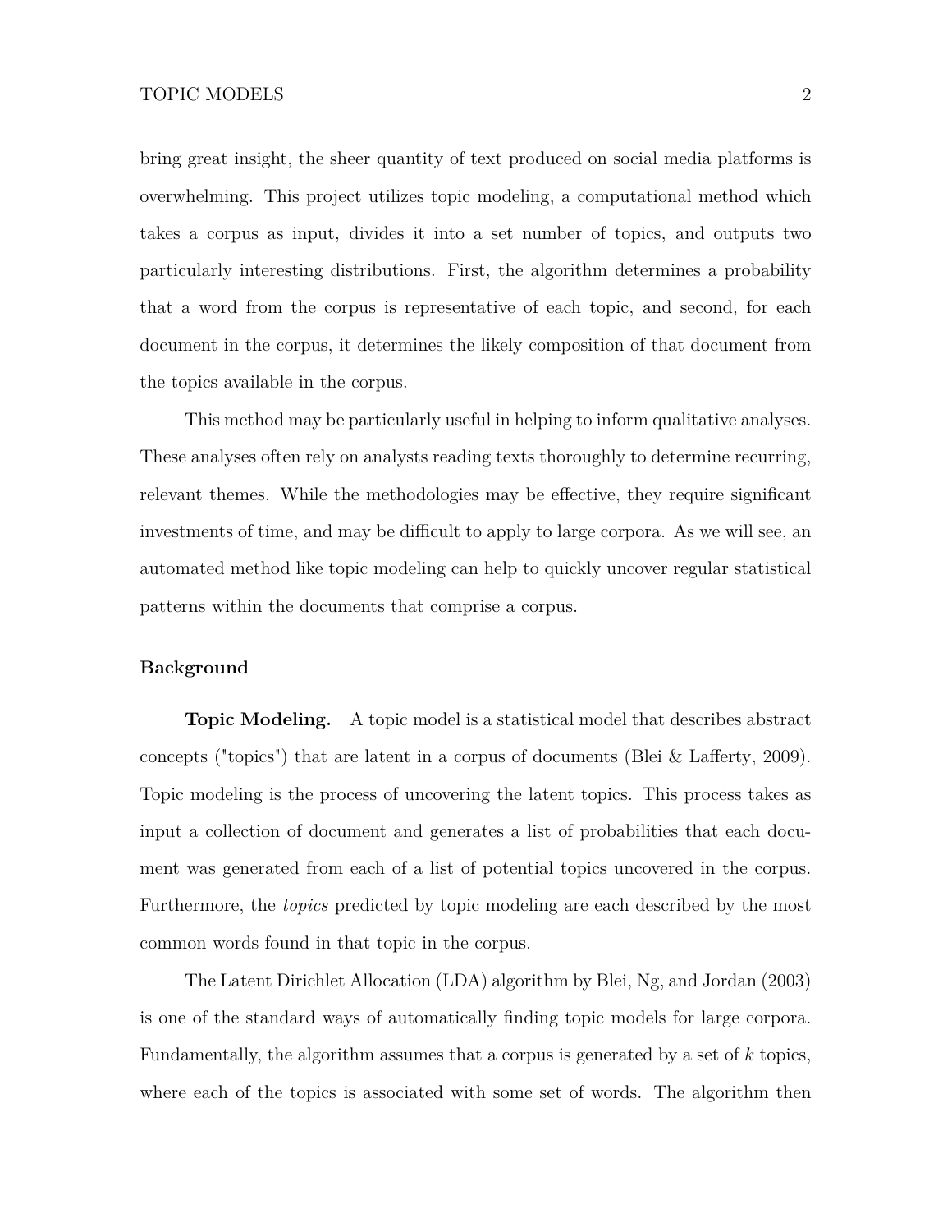bring great insight, the sheer quantity of text produced on social media platforms is overwhelming. This project utilizes topic modeling, a computational method which takes a corpus as input, divides it into a set number of topics, and outputs two particularly interesting distributions. First, the algorithm determines a probability that a word from the corpus is representative of each topic, and second, for each document in the corpus, it determines the likely composition of that document from the topics available in the corpus.

This method may be particularly useful in helping to inform qualitative analyses. These analyses often rely on analysts reading texts thoroughly to determine recurring, relevant themes. While the methodologies may be effective, they require significant investments of time, and may be difficult to apply to large corpora. As we will see, an automated method like topic modeling can help to quickly uncover regular statistical patterns within the documents that comprise a corpus.

## Background

**Topic Modeling.** A topic model is a statistical model that describes abstract concepts ("topics") that are latent in a corpus of documents (Blei & Lafferty, 2009). Topic modeling is the process of uncovering the latent topics. This process takes as input a collection of document and generates a list of probabilities that each document was generated from each of a list of potential topics uncovered in the corpus. Furthermore, the *topics* predicted by topic modeling are each described by the most common words found in that topic in the corpus.

The Latent Dirichlet Allocation (LDA) algorithm by Blei, Ng, and Jordan (2003) is one of the standard ways of automatically finding topic models for large corpora. Fundamentally, the algorithm assumes that a corpus is generated by a set of $k$ topics, where each of the topics is associated with some set of words. The algorithm then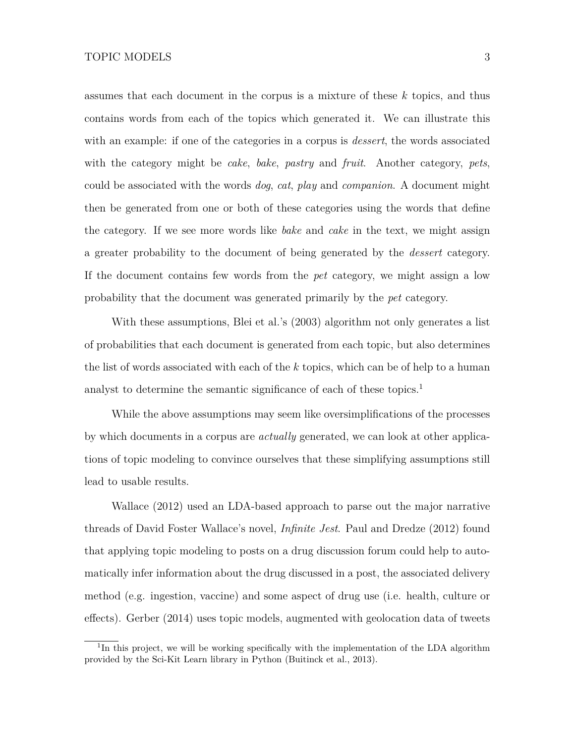assumes that each document in the corpus is a mixture of these $k$ topics, and thus contains words from each of the topics which generated it. We can illustrate this with an example: if one of the categories in a corpus is *dessert*, the words associated with the category might be *cake*, *bake*, *pastry* and *fruit*. Another category, *pets*, could be associated with the words *dog*, *cat*, *play* and *companion*. A document might then be generated from one or both of these categories using the words that define the category. If we see more words like *bake* and *cake* in the text, we might assign a greater probability to the document of being generated by the *dessert* category. If the document contains few words from the *pet* category, we might assign a low probability that the document was generated primarily by the *pet* category.

With these assumptions, Blei et al.'s (2003) algorithm not only generates a list of probabilities that each document is generated from each topic, but also determines the list of words associated with each of the $k$ topics, which can be of help to a human analyst to determine the semantic significance of each of these topics.[1]

While the above assumptions may seem like oversimplifications of the processes by which documents in a corpus are *actually* generated, we can look at other applications of topic modeling to convince ourselves that these simplifying assumptions still lead to usable results.

Wallace (2012) used an LDA-based approach to parse out the major narrative threads of David Foster Wallace's novel, *Infinite Jest*. Paul and Dredze (2012) found that applying topic modeling to posts on a drug discussion forum could help to automatically infer information about the drug discussed in a post, the associated delivery method (e.g. ingestion, vaccine) and some aspect of drug use (i.e. health, culture or effects). Gerber (2014) uses topic models, augmented with geolocation data of tweets

---

[1] In this project, we will be working specifically with the implementation of the LDA algorithm provided by the Sci-Kit Learn library in Python (Buitinck et al., 2013).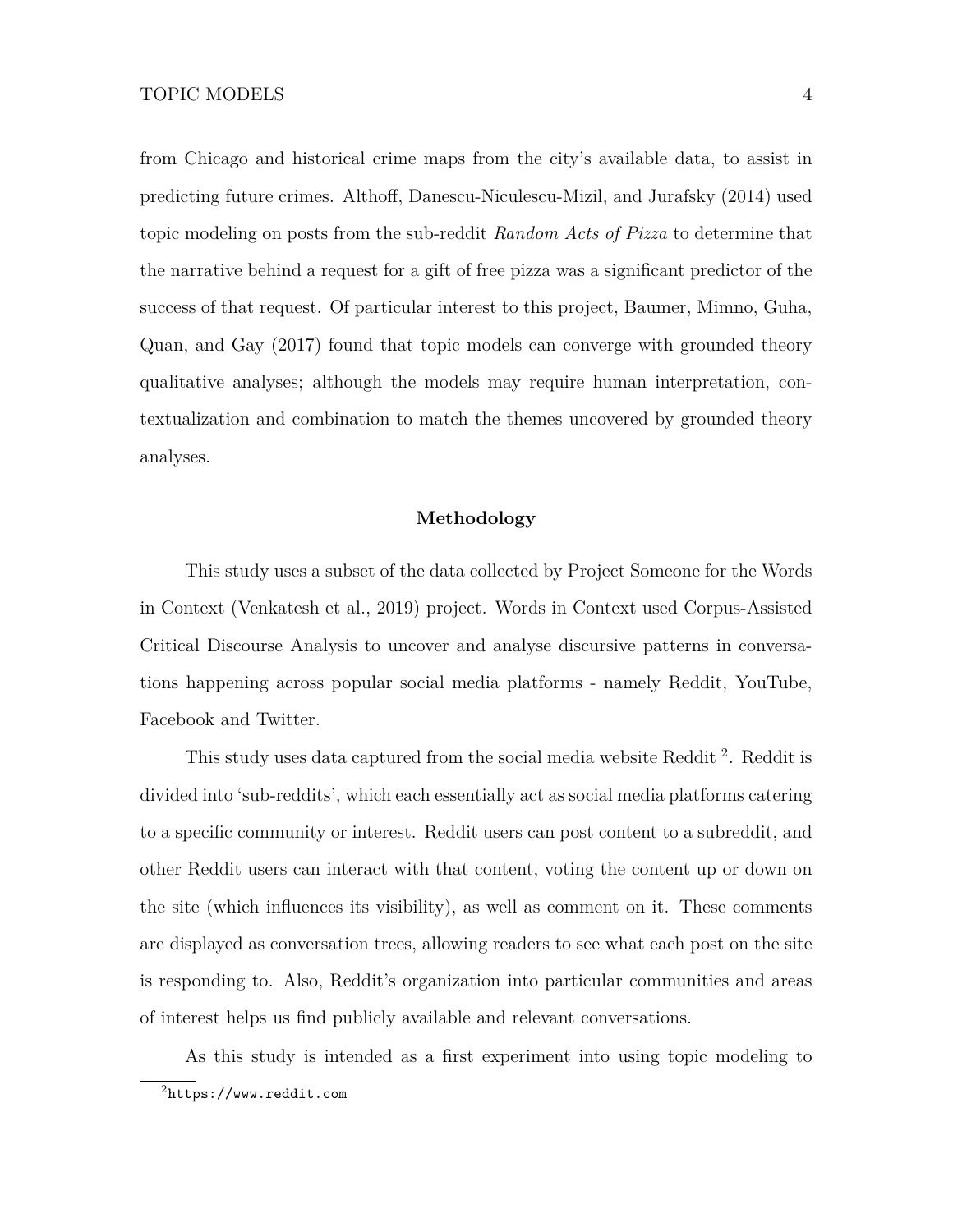from Chicago and historical crime maps from the city's available data, to assist in predicting future crimes. Althoff, Danescu-Niculescu-Mizil, and Jurafsky (2014) used topic modeling on posts from the sub-reddit *Random Acts of Pizza* to determine that the narrative behind a request for a gift of free pizza was a significant predictor of the success of that request. Of particular interest to this project, Baumer, Mimno, Guha, Quan, and Gay (2017) found that topic models can converge with grounded theory qualitative analyses; although the models may require human interpretation, contextualization and combination to match the themes uncovered by grounded theory analyses.

## Methodology

This study uses a subset of the data collected by Project Someone for the Words in Context (Venkatesh et al., 2019) project. Words in Context used Corpus-Assisted Critical Discourse Analysis to uncover and analyse discursive patterns in conversations happening across popular social media platforms - namely Reddit, YouTube, Facebook and Twitter.

This study uses data captured from the social media website Reddit [2]. Reddit is divided into 'sub-reddits', which each essentially act as social media platforms catering to a specific community or interest. Reddit users can post content to a subreddit, and other Reddit users can interact with that content, voting the content up or down on the site (which influences its visibility), as well as comment on it. These comments are displayed as conversation trees, allowing readers to see what each post on the site is responding to. Also, Reddit's organization into particular communities and areas of interest helps us find publicly available and relevant conversations.

As this study is intended as a first experiment into using topic modeling to

[2] https://www.reddit.com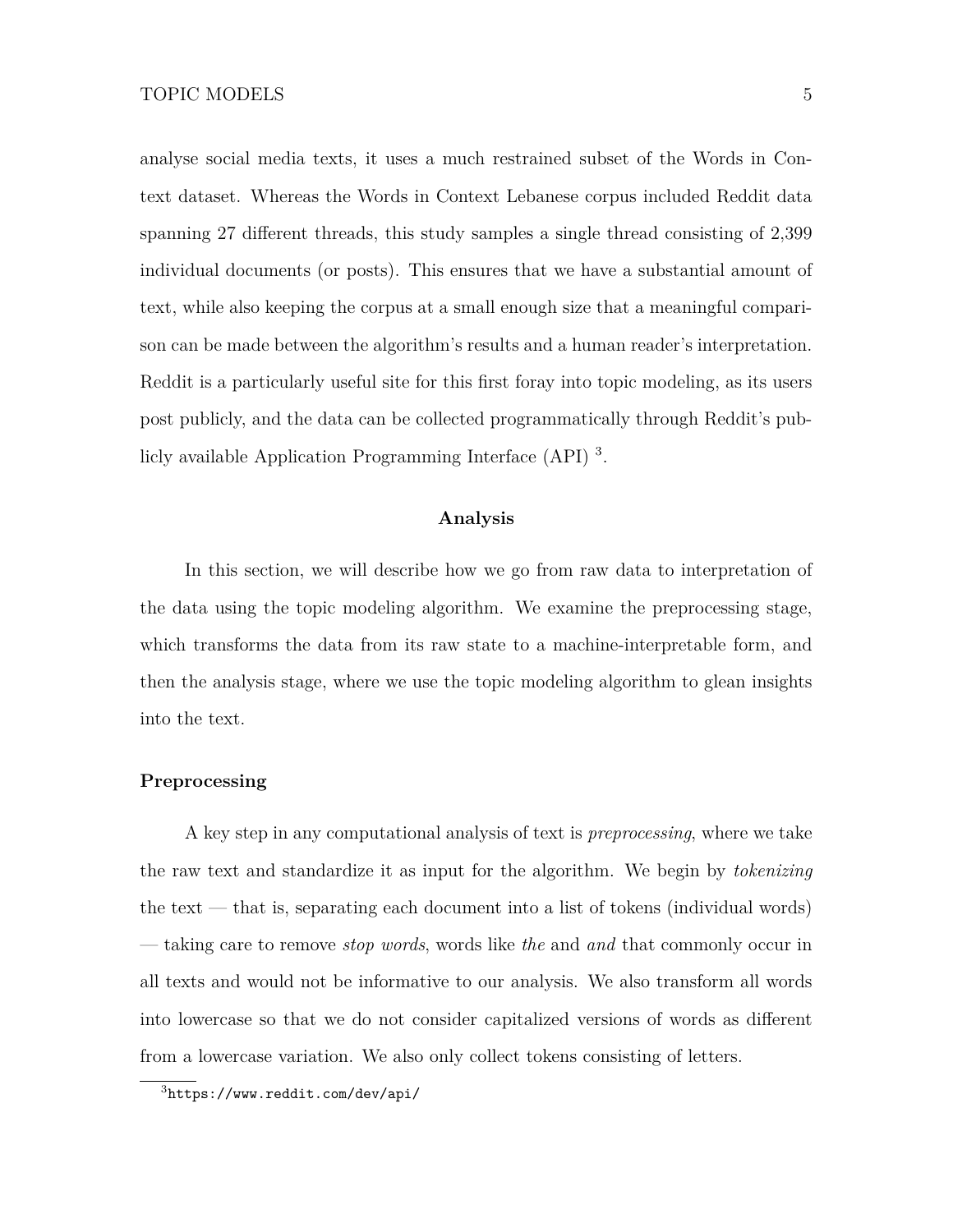analyse social media texts, it uses a much restrained subset of the Words in Context dataset. Whereas the Words in Context Lebanese corpus included Reddit data spanning 27 different threads, this study samples a single thread consisting of 2,399 individual documents (or posts). This ensures that we have a substantial amount of text, while also keeping the corpus at a small enough size that a meaningful comparison can be made between the algorithm's results and a human reader's interpretation. Reddit is a particularly useful site for this first foray into topic modeling, as its users post publicly, and the data can be collected programmatically through Reddit's publicly available Application Programming Interface (API) [3].

## Analysis

In this section, we will describe how we go from raw data to interpretation of the data using the topic modeling algorithm. We examine the preprocessing stage, which transforms the data from its raw state to a machine-interpretable form, and then the analysis stage, where we use the topic modeling algorithm to glean insights into the text.

### Preprocessing

A key step in any computational analysis of text is *preprocessing*, where we take the raw text and standardize it as input for the algorithm. We begin by *tokenizing* the text — that is, separating each document into a list of tokens (individual words) — taking care to remove *stop words*, words like *the* and *and* that commonly occur in all texts and would not be informative to our analysis. We also transform all words into lowercase so that we do not consider capitalized versions of words as different from a lowercase variation. We also only collect tokens consisting of letters.

[3] `https://www.reddit.com/dev/api/`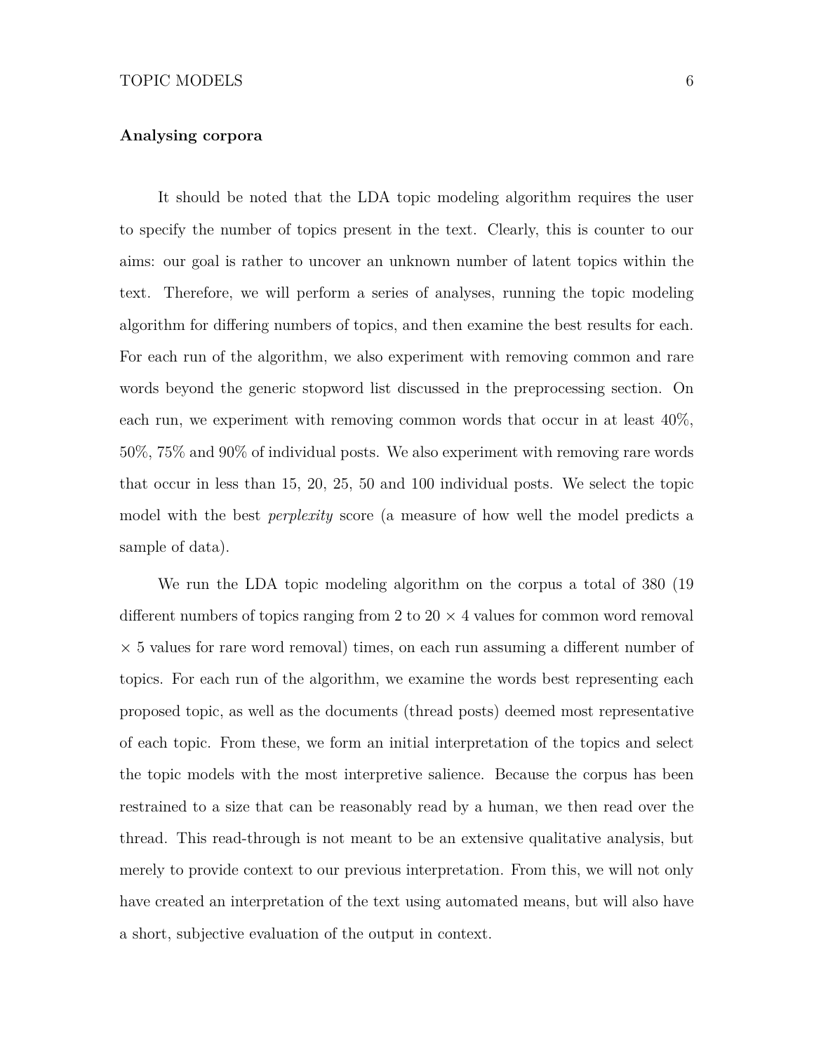## Analysing corpora

It should be noted that the LDA topic modeling algorithm requires the user to specify the number of topics present in the text. Clearly, this is counter to our aims: our goal is rather to uncover an unknown number of latent topics within the text. Therefore, we will perform a series of analyses, running the topic modeling algorithm for differing numbers of topics, and then examine the best results for each. For each run of the algorithm, we also experiment with removing common and rare words beyond the generic stopword list discussed in the preprocessing section. On each run, we experiment with removing common words that occur in at least 40%, 50%, 75% and 90% of individual posts. We also experiment with removing rare words that occur in less than 15, 20, 25, 50 and 100 individual posts. We select the topic model with the best *perplexity* score (a measure of how well the model predicts a sample of data).

We run the LDA topic modeling algorithm on the corpus a total of 380 (19 different numbers of topics ranging from 2 to 20 $\times$ 4 values for common word removal $\times$ 5 values for rare word removal) times, on each run assuming a different number of topics. For each run of the algorithm, we examine the words best representing each proposed topic, as well as the documents (thread posts) deemed most representative of each topic. From these, we form an initial interpretation of the topics and select the topic models with the most interpretive salience. Because the corpus has been restrained to a size that can be reasonably read by a human, we then read over the thread. This read-through is not meant to be an extensive qualitative analysis, but merely to provide context to our previous interpretation. From this, we will not only have created an interpretation of the text using automated means, but will also have a short, subjective evaluation of the output in context.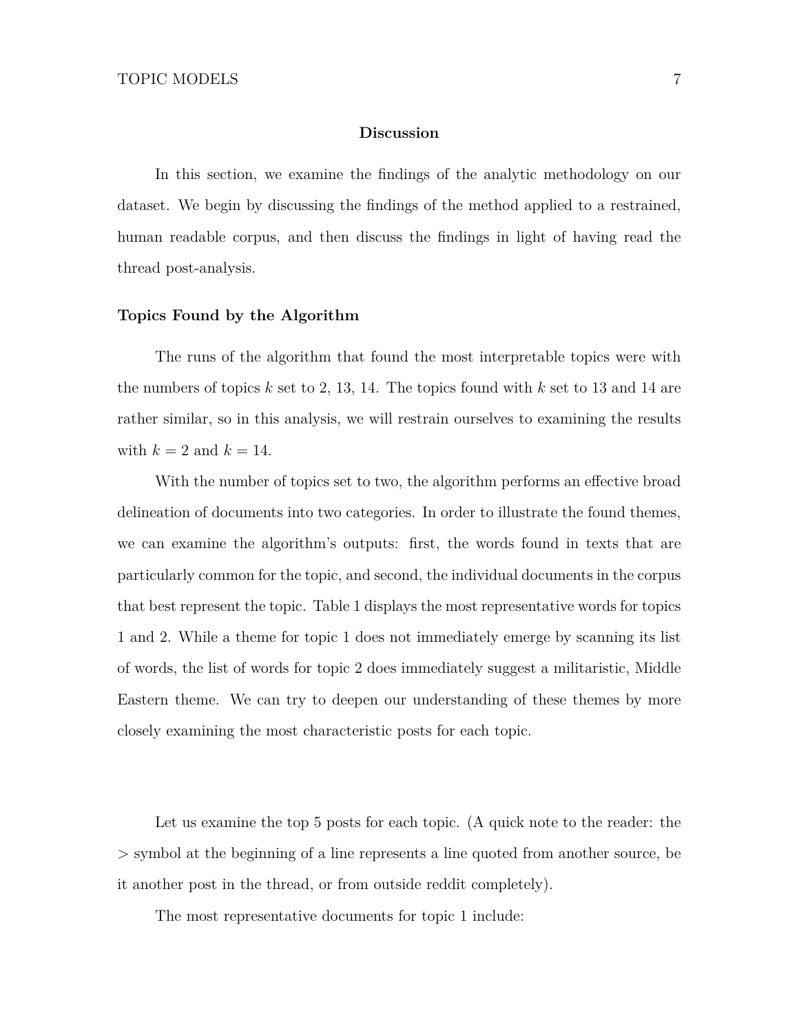# Discussion

In this section, we examine the findings of the analytic methodology on our dataset. We begin by discussing the findings of the method applied to a restrained, human readable corpus, and then discuss the findings in light of having read the thread post-analysis.

## Topics Found by the Algorithm

The runs of the algorithm that found the most interpretable topics were with the numbers of topics $k$ set to 2, 13, 14. The topics found with $k$ set to 13 and 14 are rather similar, so in this analysis, we will restrain ourselves to examining the results with $k = 2$ and $k = 14$.

With the number of topics set to two, the algorithm performs an effective broad delineation of documents into two categories. In order to illustrate the found themes, we can examine the algorithm's outputs: first, the words found in texts that are particularly common for the topic, and second, the individual documents in the corpus that best represent the topic. Table 1 displays the most representative words for topics 1 and 2. While a theme for topic 1 does not immediately emerge by scanning its list of words, the list of words for topic 2 does immediately suggest a militaristic, Middle Eastern theme. We can try to deepen our understanding of these themes by more closely examining the most characteristic posts for each topic.

Let us examine the top 5 posts for each topic. (A quick note to the reader: the > symbol at the beginning of a line represents a line quoted from another source, be it another post in the thread, or from outside reddit completely).

The most representative documents for topic 1 include: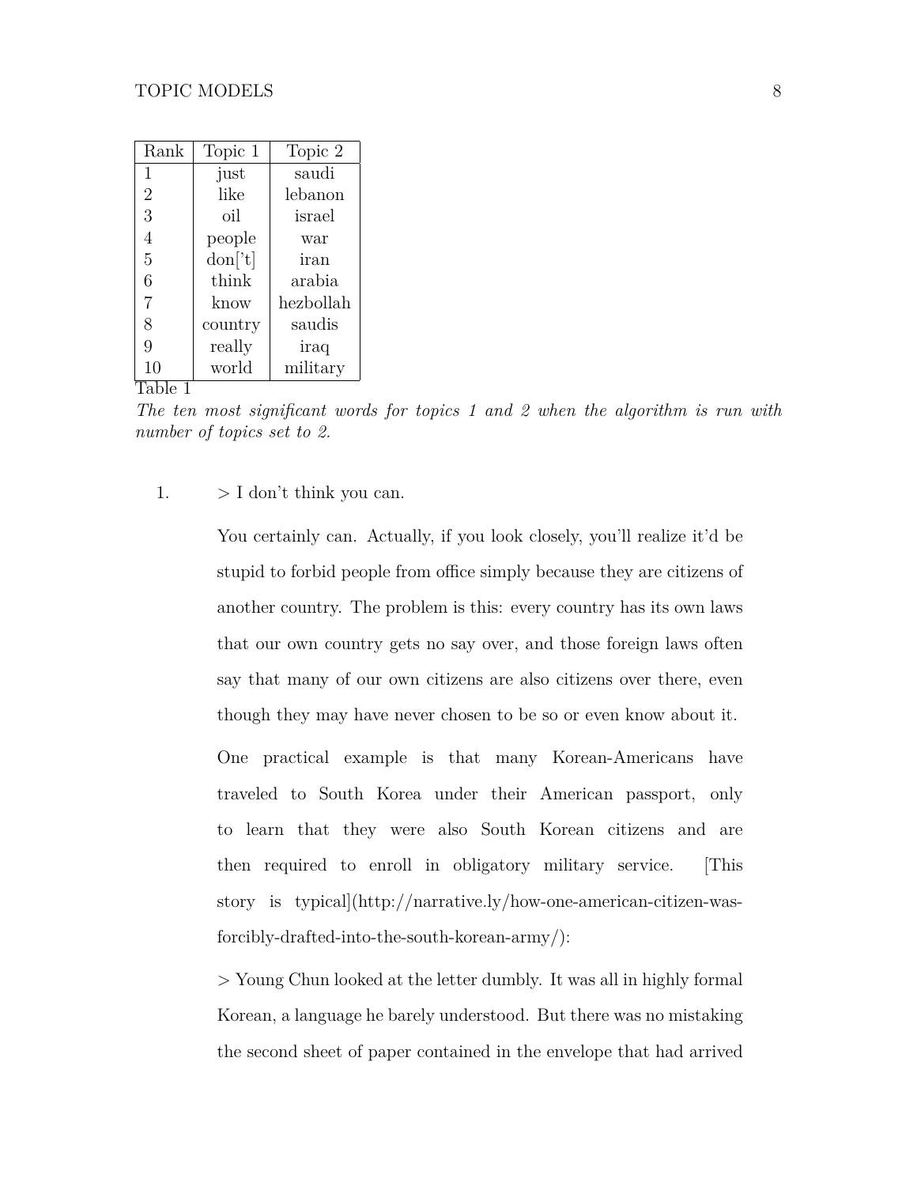| Rank | Topic 1 | Topic 2 |
|---|---|---|
| 1 | just | saudi |
| 2 | like | lebanon |
| 3 | oil | israel |
| 4 | people | war |
| 5 | don['t] | iran |
| 6 | think | arabia |
| 7 | know | hezbollah |
| 8 | country | saudis |
| 9 | really | iraq |
| 10 | world | military |

Table 1

*The ten most significant words for topics 1 and 2 when the algorithm is run with number of topics set to 2.*

1. > I don't think you can.

   You certainly can. Actually, if you look closely, you'll realize it'd be stupid to forbid people from office simply because they are citizens of another country. The problem is this: every country has its own laws that our own country gets no say over, and those foreign laws often say that many of our own citizens are also citizens over there, even though they may have never chosen to be so or even know about it.

   One practical example is that many Korean-Americans have traveled to South Korea under their American passport, only to learn that they were also South Korean citizens and are then required to enroll in obligatory military service. [This story is typical](http://narrative.ly/how-one-american-citizen-was-forcibly-drafted-into-the-south-korean-army/):

   > Young Chun looked at the letter dumbly. It was all in highly formal Korean, a language he barely understood. But there was no mistaking the second sheet of paper contained in the envelope that had arrived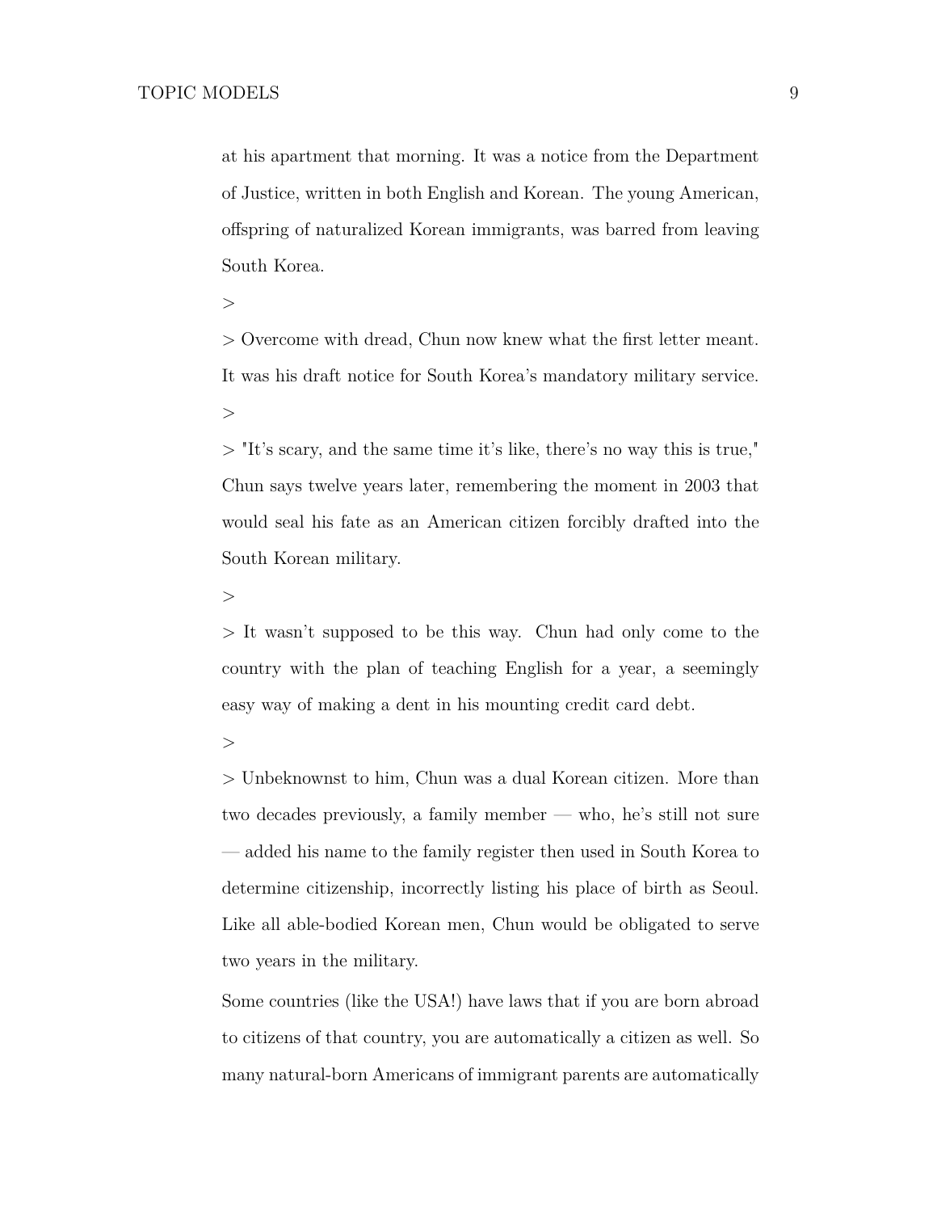> at his apartment that morning. It was a notice from the Department of Justice, written in both English and Korean. The young American, offspring of naturalized Korean immigrants, was barred from leaving South Korea.
>
> Overcome with dread, Chun now knew what the first letter meant. It was his draft notice for South Korea's mandatory military service.
>
> "It's scary, and the same time it's like, there's no way this is true," Chun says twelve years later, remembering the moment in 2003 that would seal his fate as an American citizen forcibly drafted into the South Korean military.
>
> It wasn't supposed to be this way. Chun had only come to the country with the plan of teaching English for a year, a seemingly easy way of making a dent in his mounting credit card debt.
>
> Unbeknownst to him, Chun was a dual Korean citizen. More than two decades previously, a family member — who, he's still not sure — added his name to the family register then used in South Korea to determine citizenship, incorrectly listing his place of birth as Seoul. Like all able-bodied Korean men, Chun would be obligated to serve two years in the military.

Some countries (like the USA!) have laws that if you are born abroad to citizens of that country, you are automatically a citizen as well. So many natural-born Americans of immigrant parents are automatically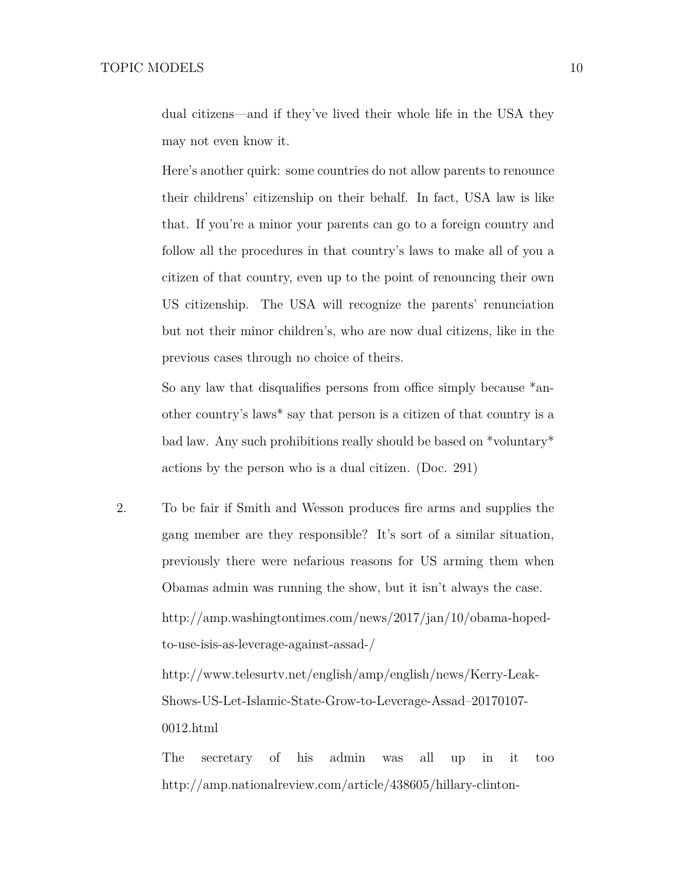dual citizens—and if they've lived their whole life in the USA they may not even know it.

Here's another quirk: some countries do not allow parents to renounce their childrens' citizenship on their behalf. In fact, USA law is like that. If you're a minor your parents can go to a foreign country and follow all the procedures in that country's laws to make all of you a citizen of that country, even up to the point of renouncing their own US citizenship. The USA will recognize the parents' renunciation but not their minor children's, who are now dual citizens, like in the previous cases through no choice of theirs.

So any law that disqualifies persons from office simply because *another country's laws* say that person is a citizen of that country is a bad law. Any such prohibitions really should be based on *voluntary* actions by the person who is a dual citizen. (Doc. 291)

2. To be fair if Smith and Wesson produces fire arms and supplies the gang member are they responsible? It's sort of a similar situation, previously there were nefarious reasons for US arming them when Obamas admin was running the show, but it isn't always the case.

   http://amp.washingtontimes.com/news/2017/jan/10/obama-hoped-to-use-isis-as-leverage-against-assad-/

   http://www.telesurtv.net/english/amp/english/news/Kerry-Leak-Shows-US-Let-Islamic-State-Grow-to-Leverage-Assad–20170107-0012.html

   The secretary of his admin was all up in it too http://amp.nationalreview.com/article/438605/hillary-clinton-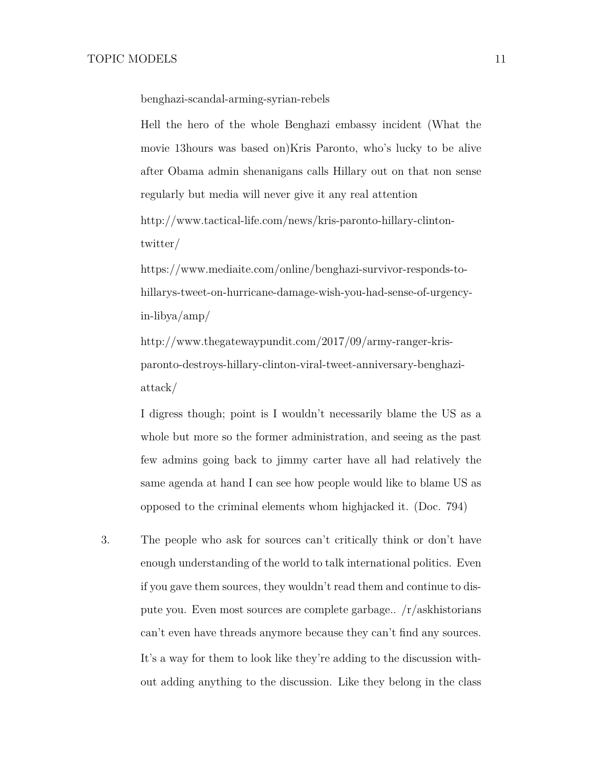benghazi-scandal-arming-syrian-rebels

Hell the hero of the whole Benghazi embassy incident (What the movie 13hours was based on)Kris Paronto, who's lucky to be alive after Obama admin shenanigans calls Hillary out on that non sense regularly but media will never give it any real attention

http://www.tactical-life.com/news/kris-paronto-hillary-clinton-twitter/

https://www.mediaite.com/online/benghazi-survivor-responds-to-hillarys-tweet-on-hurricane-damage-wish-you-had-sense-of-urgency-in-libya/amp/

http://www.thegatewaypundit.com/2017/09/army-ranger-kris-paronto-destroys-hillary-clinton-viral-tweet-anniversary-benghazi-attack/

I digress though; point is I wouldn't necessarily blame the US as a whole but more so the former administration, and seeing as the past few admins going back to jimmy carter have all had relatively the same agenda at hand I can see how people would like to blame US as opposed to the criminal elements whom highjacked it. (Doc. 794)

3. The people who ask for sources can't critically think or don't have enough understanding of the world to talk international politics. Even if you gave them sources, they wouldn't read them and continue to dispute you. Even most sources are complete garbage.. /r/askhistorians can't even have threads anymore because they can't find any sources. It's a way for them to look like they're adding to the discussion without adding anything to the discussion. Like they belong in the class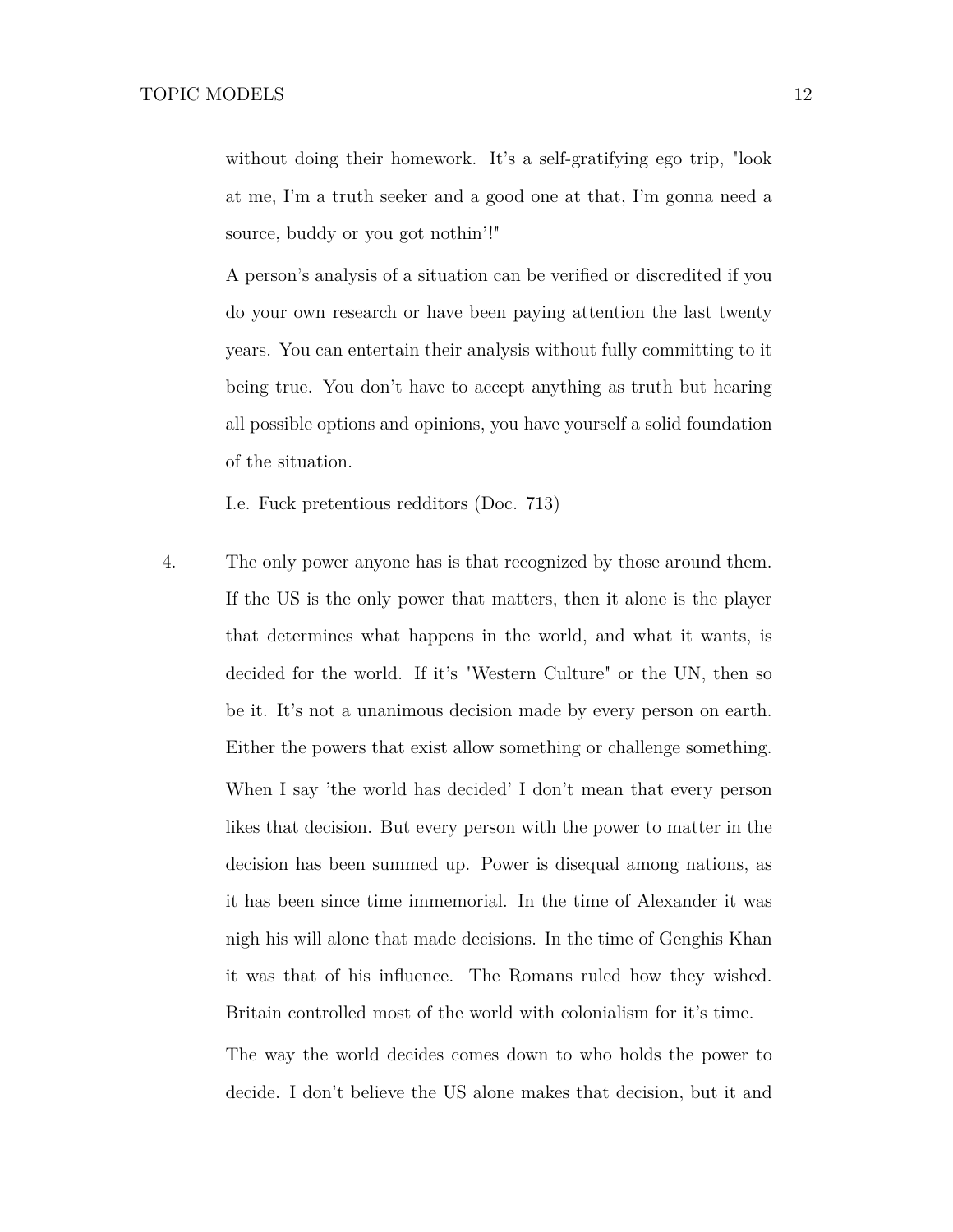without doing their homework. It's a self-gratifying ego trip, "look at me, I'm a truth seeker and a good one at that, I'm gonna need a source, buddy or you got nothin'!"

A person's analysis of a situation can be verified or discredited if you do your own research or have been paying attention the last twenty years. You can entertain their analysis without fully committing to it being true. You don't have to accept anything as truth but hearing all possible options and opinions, you have yourself a solid foundation of the situation.

I.e. Fuck pretentious redditors (Doc. 713)

4. The only power anyone has is that recognized by those around them. If the US is the only power that matters, then it alone is the player that determines what happens in the world, and what it wants, is decided for the world. If it's "Western Culture" or the UN, then so be it. It's not a unanimous decision made by every person on earth. Either the powers that exist allow something or challenge something.

   When I say 'the world has decided' I don't mean that every person likes that decision. But every person with the power to matter in the decision has been summed up. Power is disequal among nations, as it has been since time immemorial. In the time of Alexander it was nigh his will alone that made decisions. In the time of Genghis Khan it was that of his influence. The Romans ruled how they wished. Britain controlled most of the world with colonialism for it's time.

   The way the world decides comes down to who holds the power to decide. I don't believe the US alone makes that decision, but it and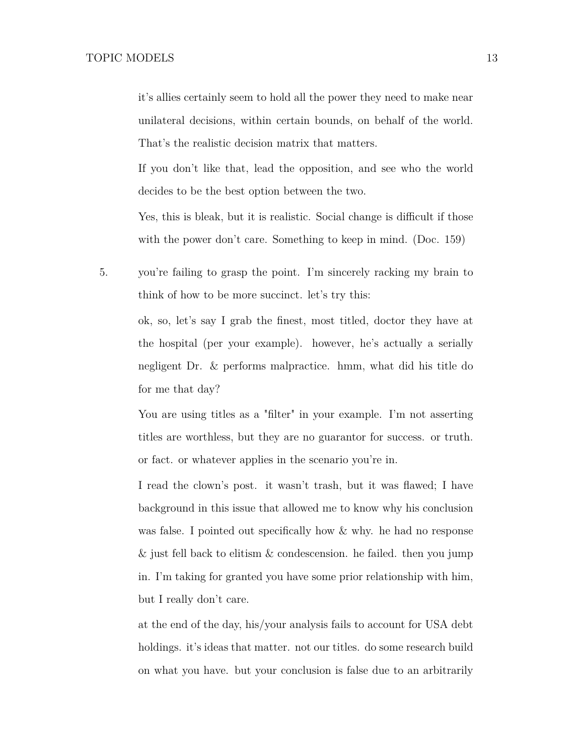it's allies certainly seem to hold all the power they need to make near unilateral decisions, within certain bounds, on behalf of the world. That's the realistic decision matrix that matters.

If you don't like that, lead the opposition, and see who the world decides to be the best option between the two.

Yes, this is bleak, but it is realistic. Social change is difficult if those with the power don't care. Something to keep in mind. (Doc. 159)

5. you're failing to grasp the point. I'm sincerely racking my brain to think of how to be more succinct. let's try this:

   ok, so, let's say I grab the finest, most titled, doctor they have at the hospital (per your example). however, he's actually a serially negligent Dr. & performs malpractice. hmm, what did his title do for me that day?

   You are using titles as a "filter" in your example. I'm not asserting titles are worthless, but they are no guarantor for success. or truth. or fact. or whatever applies in the scenario you're in.

   I read the clown's post. it wasn't trash, but it was flawed; I have background in this issue that allowed me to know why his conclusion was false. I pointed out specifically how & why. he had no response & just fell back to elitism & condescension. he failed. then you jump in. I'm taking for granted you have some prior relationship with him, but I really don't care.

   at the end of the day, his/your analysis fails to account for USA debt holdings. it's ideas that matter. not our titles. do some research build on what you have. but your conclusion is false due to an arbitrarily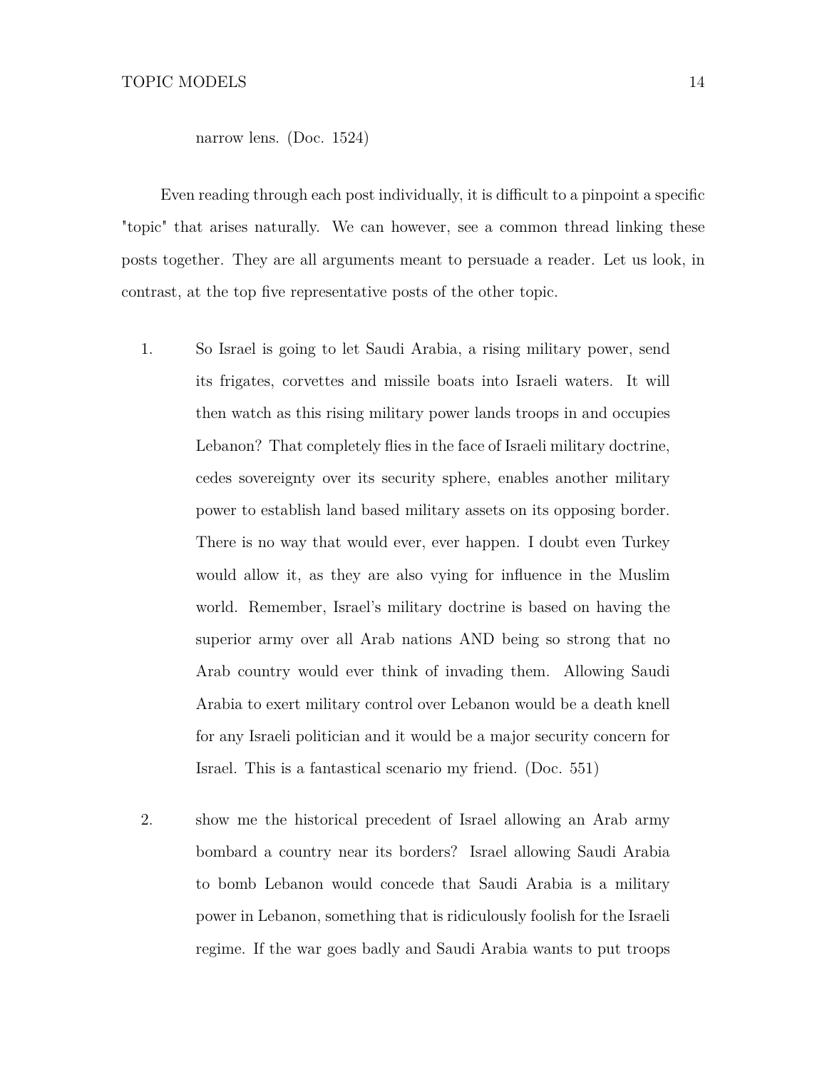narrow lens. (Doc. 1524)

Even reading through each post individually, it is difficult to a pinpoint a specific "topic" that arises naturally. We can however, see a common thread linking these posts together. They are all arguments meant to persuade a reader. Let us look, in contrast, at the top five representative posts of the other topic.

1. So Israel is going to let Saudi Arabia, a rising military power, send its frigates, corvettes and missile boats into Israeli waters. It will then watch as this rising military power lands troops in and occupies Lebanon? That completely flies in the face of Israeli military doctrine, cedes sovereignty over its security sphere, enables another military power to establish land based military assets on its opposing border. There is no way that would ever, ever happen. I doubt even Turkey would allow it, as they are also vying for influence in the Muslim world. Remember, Israel's military doctrine is based on having the superior army over all Arab nations AND being so strong that no Arab country would ever think of invading them. Allowing Saudi Arabia to exert military control over Lebanon would be a death knell for any Israeli politician and it would be a major security concern for Israel. This is a fantastical scenario my friend. (Doc. 551)

2. show me the historical precedent of Israel allowing an Arab army bombard a country near its borders? Israel allowing Saudi Arabia to bomb Lebanon would concede that Saudi Arabia is a military power in Lebanon, something that is ridiculously foolish for the Israeli regime. If the war goes badly and Saudi Arabia wants to put troops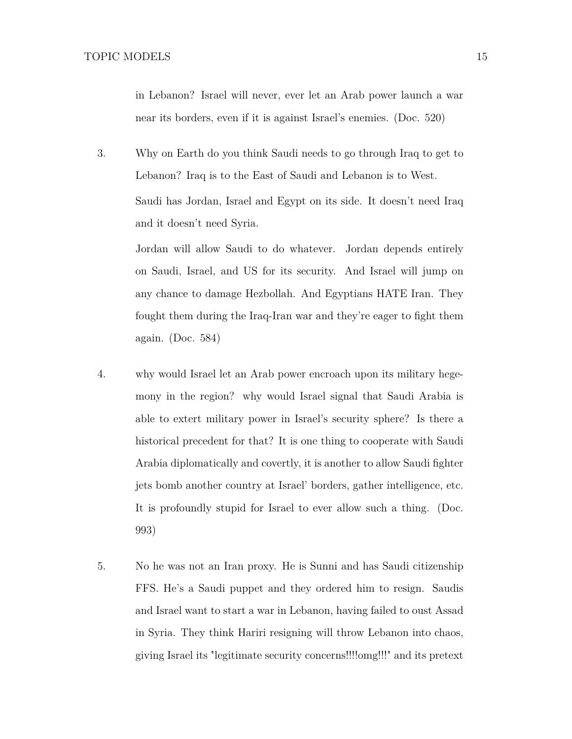in Lebanon? Israel will never, ever let an Arab power launch a war near its borders, even if it is against Israel's enemies. (Doc. 520)

3. Why on Earth do you think Saudi needs to go through Iraq to get to Lebanon? Iraq is to the East of Saudi and Lebanon is to West.

   Saudi has Jordan, Israel and Egypt on its side. It doesn't need Iraq and it doesn't need Syria.

   Jordan will allow Saudi to do whatever. Jordan depends entirely on Saudi, Israel, and US for its security. And Israel will jump on any chance to damage Hezbollah. And Egyptians HATE Iran. They fought them during the Iraq-Iran war and they're eager to fight them again. (Doc. 584)

4. why would Israel let an Arab power encroach upon its military hegemony in the region? why would Israel signal that Saudi Arabia is able to extert military power in Israel's security sphere? Is there a historical precedent for that? It is one thing to cooperate with Saudi Arabia diplomatically and covertly, it is another to allow Saudi fighter jets bomb another country at Israel' borders, gather intelligence, etc. It is profoundly stupid for Israel to ever allow such a thing. (Doc. 993)

5. No he was not an Iran proxy. He is Sunni and has Saudi citizenship FFS. He's a Saudi puppet and they ordered him to resign. Saudis and Israel want to start a war in Lebanon, having failed to oust Assad in Syria. They think Hariri resigning will throw Lebanon into chaos, giving Israel its "legitimate security concerns!!!!omg!!!" and its pretext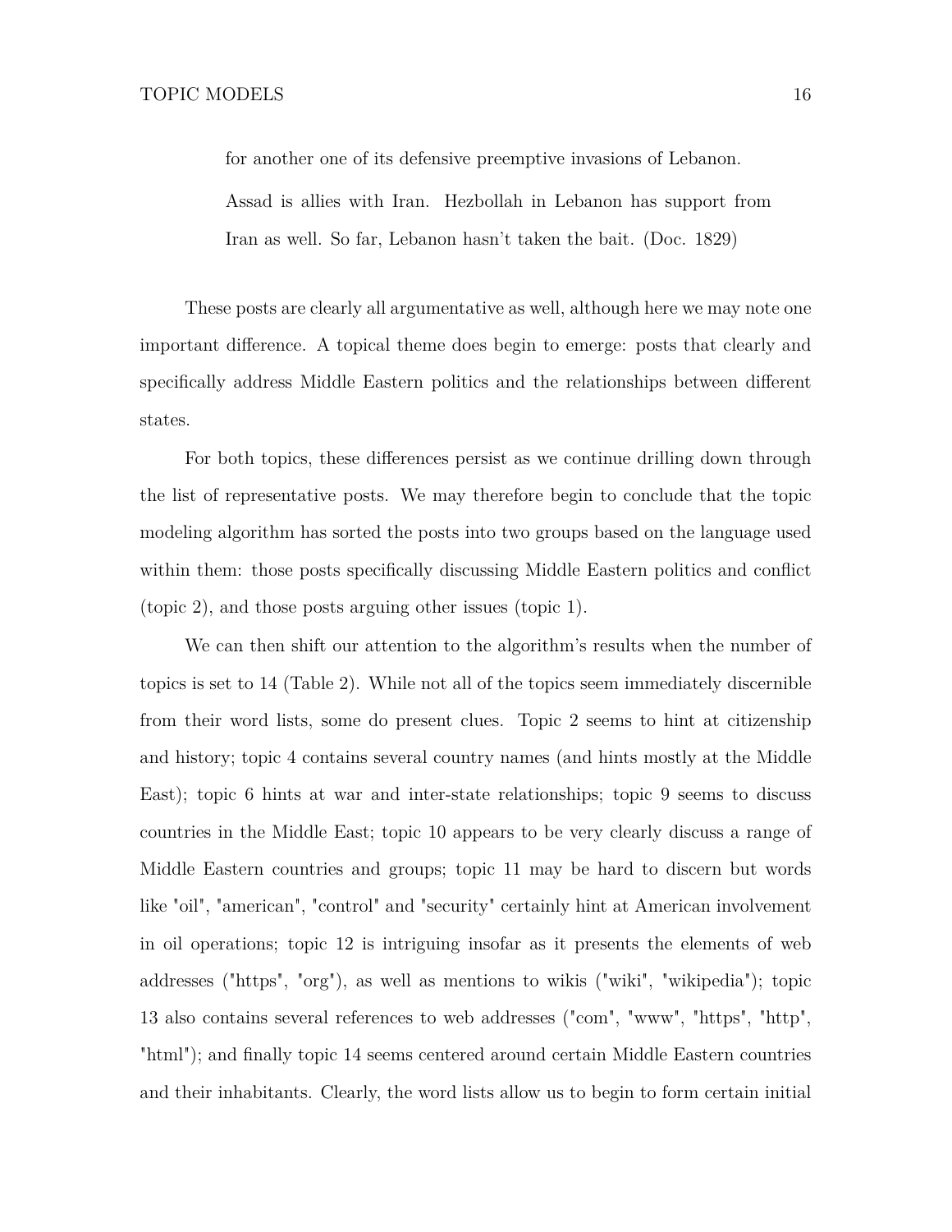> for another one of its defensive preemptive invasions of Lebanon.
> Assad is allies with Iran. Hezbollah in Lebanon has support from Iran as well. So far, Lebanon hasn't taken the bait. (Doc. 1829)

These posts are clearly all argumentative as well, although here we may note one important difference. A topical theme does begin to emerge: posts that clearly and specifically address Middle Eastern politics and the relationships between different states.

For both topics, these differences persist as we continue drilling down through the list of representative posts. We may therefore begin to conclude that the topic modeling algorithm has sorted the posts into two groups based on the language used within them: those posts specifically discussing Middle Eastern politics and conflict (topic 2), and those posts arguing other issues (topic 1).

We can then shift our attention to the algorithm's results when the number of topics is set to 14 (Table 2). While not all of the topics seem immediately discernible from their word lists, some do present clues. Topic 2 seems to hint at citizenship and history; topic 4 contains several country names (and hints mostly at the Middle East); topic 6 hints at war and inter-state relationships; topic 9 seems to discuss countries in the Middle East; topic 10 appears to be very clearly discuss a range of Middle Eastern countries and groups; topic 11 may be hard to discern but words like "oil", "american", "control" and "security" certainly hint at American involvement in oil operations; topic 12 is intriguing insofar as it presents the elements of web addresses ("https", "org"), as well as mentions to wikis ("wiki", "wikipedia"); topic 13 also contains several references to web addresses ("com", "www", "https", "http", "html"); and finally topic 14 seems centered around certain Middle Eastern countries and their inhabitants. Clearly, the word lists allow us to begin to form certain initial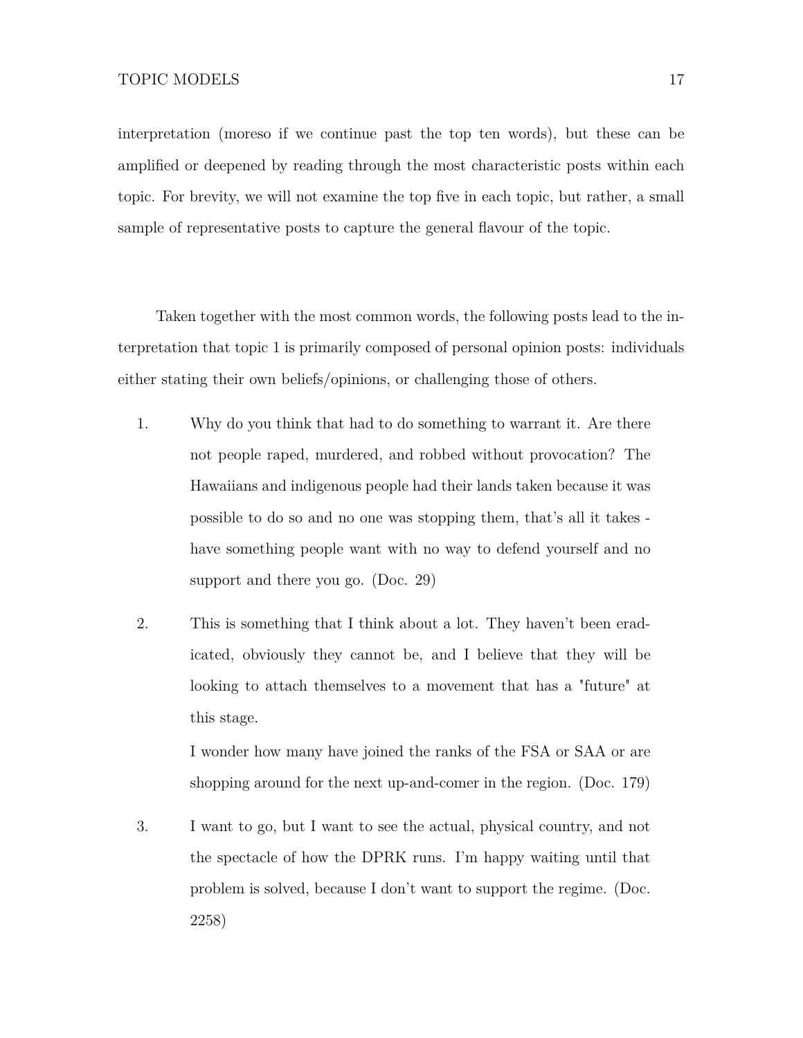interpretation (moreso if we continue past the top ten words), but these can be amplified or deepened by reading through the most characteristic posts within each topic. For brevity, we will not examine the top five in each topic, but rather, a small sample of representative posts to capture the general flavour of the topic.

Taken together with the most common words, the following posts lead to the interpretation that topic 1 is primarily composed of personal opinion posts: individuals either stating their own beliefs/opinions, or challenging those of others.

1. Why do you think that had to do something to warrant it. Are there not people raped, murdered, and robbed without provocation? The Hawaiians and indigenous people had their lands taken because it was possible to do so and no one was stopping them, that's all it takes - have something people want with no way to defend yourself and no support and there you go. (Doc. 29)

2. This is something that I think about a lot. They haven't been eradicated, obviously they cannot be, and I believe that they will be looking to attach themselves to a movement that has a "future" at this stage.

   I wonder how many have joined the ranks of the FSA or SAA or are shopping around for the next up-and-comer in the region. (Doc. 179)

3. I want to go, but I want to see the actual, physical country, and not the spectacle of how the DPRK runs. I'm happy waiting until that problem is solved, because I don't want to support the regime. (Doc. 2258)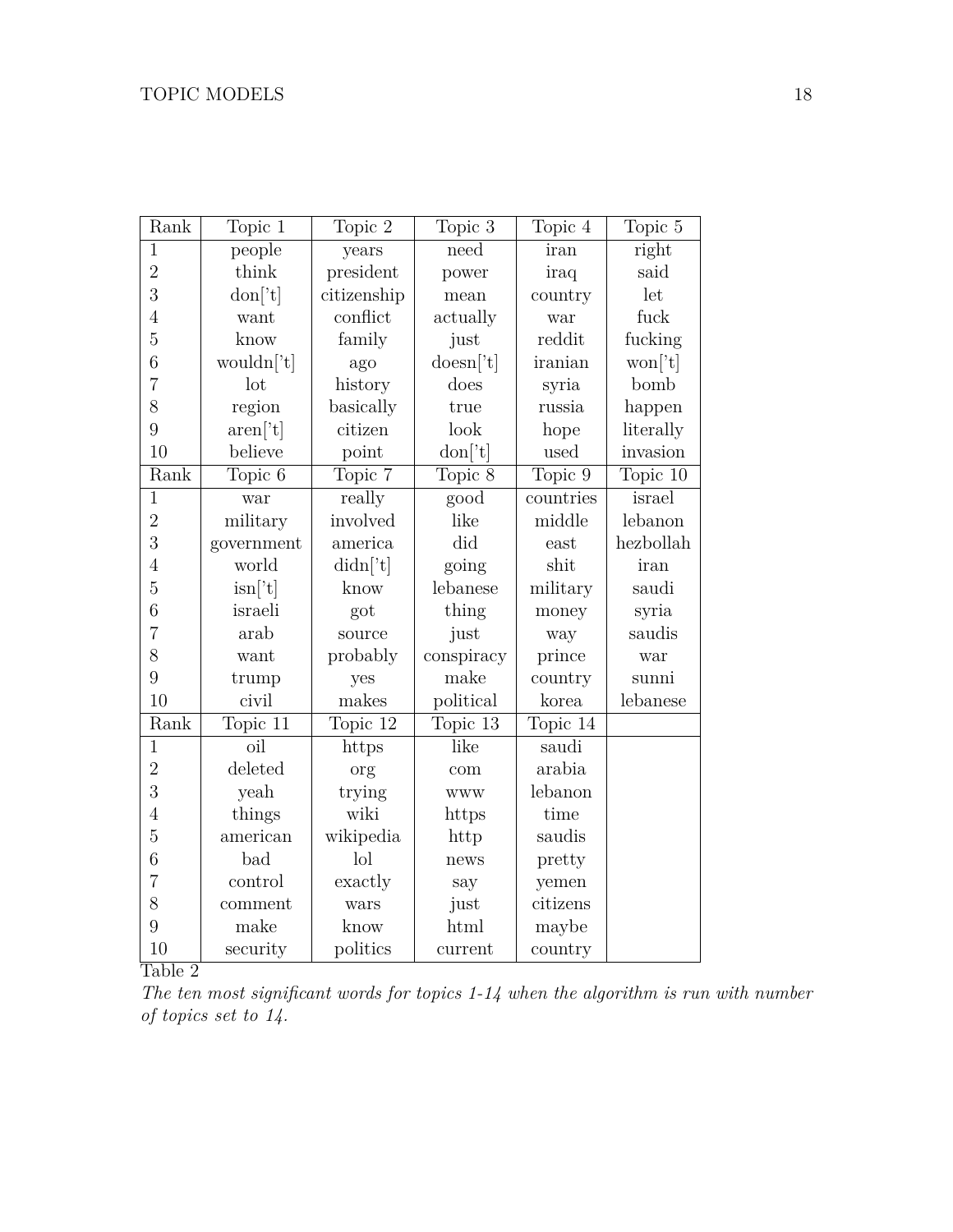| Rank | Topic 1 | Topic 2 | Topic 3 | Topic 4 | Topic 5 |
|---|---|---|---|---|---|
| 1 | people | years | need | iran | right |
| 2 | think | president | power | iraq | said |
| 3 | don['t] | citizenship | mean | country | let |
| 4 | want | conflict | actually | war | fuck |
| 5 | know | family | just | reddit | fucking |
| 6 | wouldn['t] | ago | doesn['t] | iranian | won['t] |
| 7 | lot | history | does | syria | bomb |
| 8 | region | basically | true | russia | happen |
| 9 | aren['t] | citizen | look | hope | literally |
| 10 | believe | point | don['t] | used | invasion |
| **Rank** | **Topic 6** | **Topic 7** | **Topic 8** | **Topic 9** | **Topic 10** |
| 1 | war | really | good | countries | israel |
| 2 | military | involved | like | middle | lebanon |
| 3 | government | america | did | east | hezbollah |
| 4 | world | didn['t] | going | shit | iran |
| 5 | isn['t] | know | lebanese | military | saudi |
| 6 | israeli | got | thing | money | syria |
| 7 | arab | source | just | way | saudis |
| 8 | want | probably | conspiracy | prince | war |
| 9 | trump | yes | make | country | sunni |
| 10 | civil | makes | political | korea | lebanese |
| **Rank** | **Topic 11** | **Topic 12** | **Topic 13** | **Topic 14** | |
| 1 | oil | https | like | saudi | |
| 2 | deleted | org | com | arabia | |
| 3 | yeah | trying | www | lebanon | |
| 4 | things | wiki | https | time | |
| 5 | american | wikipedia | http | saudis | |
| 6 | bad | lol | news | pretty | |
| 7 | control | exactly | say | yemen | |
| 8 | comment | wars | just | citizens | |
| 9 | make | know | html | maybe | |
| 10 | security | politics | current | country | |

Table 2

*The ten most significant words for topics 1-14 when the algorithm is run with number of topics set to 14.*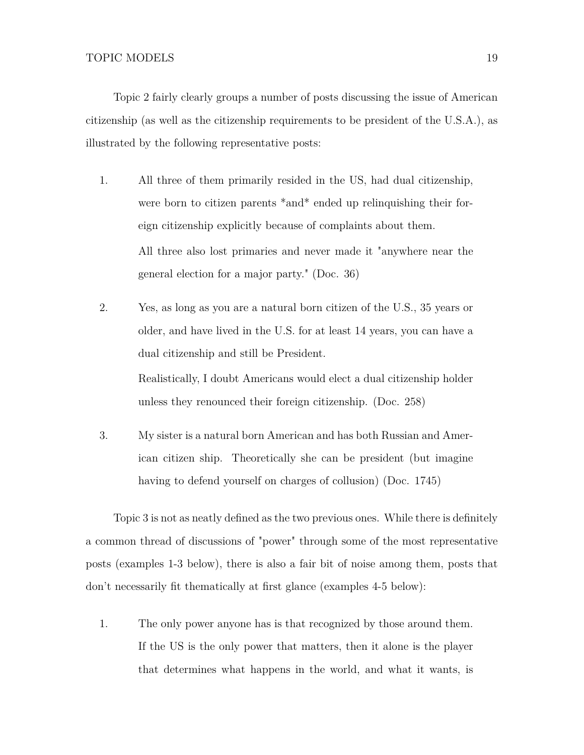Topic 2 fairly clearly groups a number of posts discussing the issue of American citizenship (as well as the citizenship requirements to be president of the U.S.A.), as illustrated by the following representative posts:

1. All three of them primarily resided in the US, had dual citizenship, were born to citizen parents *and* ended up relinquishing their foreign citizenship explicitly because of complaints about them.

   All three also lost primaries and never made it "anywhere near the general election for a major party." (Doc. 36)

2. Yes, as long as you are a natural born citizen of the U.S., 35 years or older, and have lived in the U.S. for at least 14 years, you can have a dual citizenship and still be President.

   Realistically, I doubt Americans would elect a dual citizenship holder unless they renounced their foreign citizenship. (Doc. 258)

3. My sister is a natural born American and has both Russian and American citizen ship. Theoretically she can be president (but imagine having to defend yourself on charges of collusion) (Doc. 1745)

Topic 3 is not as neatly defined as the two previous ones. While there is definitely a common thread of discussions of "power" through some of the most representative posts (examples 1-3 below), there is also a fair bit of noise among them, posts that don't necessarily fit thematically at first glance (examples 4-5 below):

1. The only power anyone has is that recognized by those around them. If the US is the only power that matters, then it alone is the player that determines what happens in the world, and what it wants, is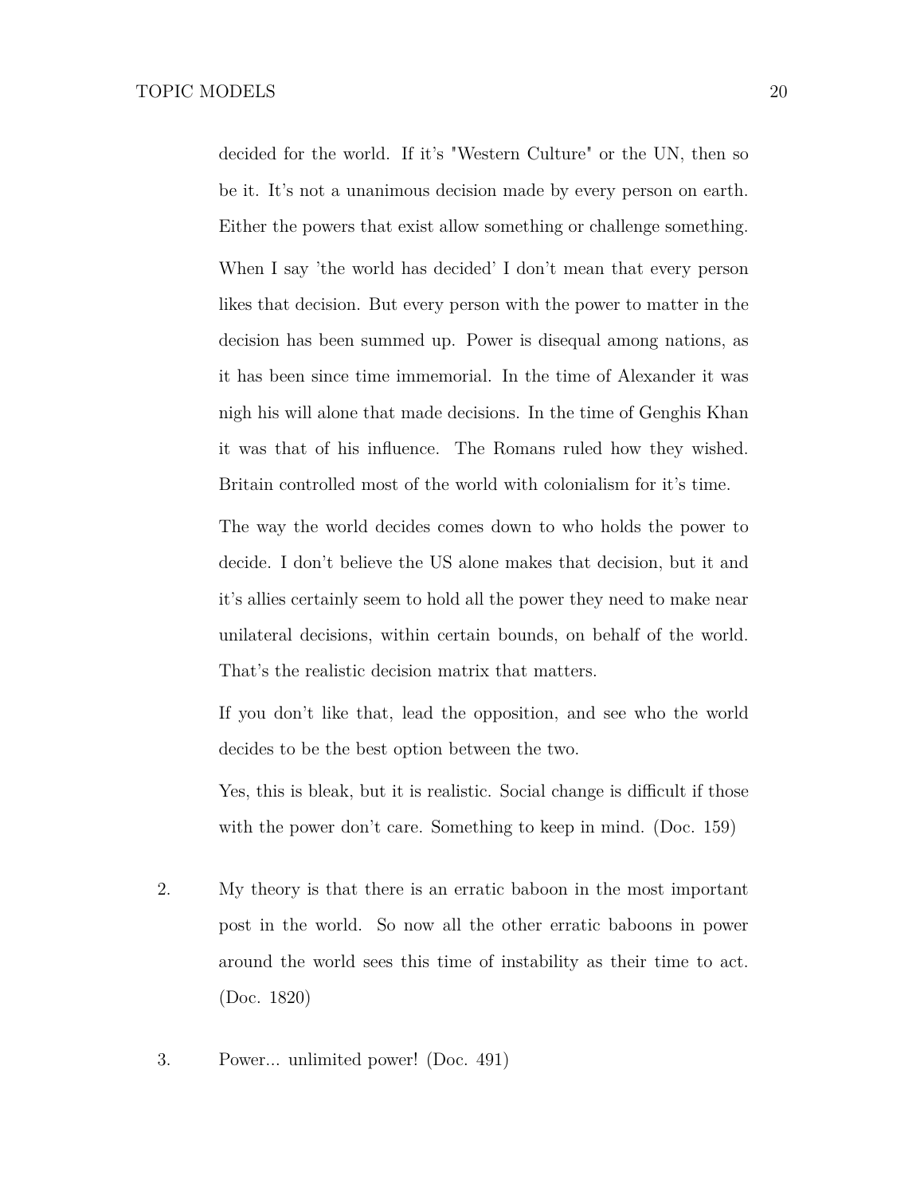decided for the world. If it's "Western Culture" or the UN, then so be it. It's not a unanimous decision made by every person on earth. Either the powers that exist allow something or challenge something.

When I say 'the world has decided' I don't mean that every person likes that decision. But every person with the power to matter in the decision has been summed up. Power is disequal among nations, as it has been since time immemorial. In the time of Alexander it was nigh his will alone that made decisions. In the time of Genghis Khan it was that of his influence. The Romans ruled how they wished. Britain controlled most of the world with colonialism for it's time.

The way the world decides comes down to who holds the power to decide. I don't believe the US alone makes that decision, but it and it's allies certainly seem to hold all the power they need to make near unilateral decisions, within certain bounds, on behalf of the world. That's the realistic decision matrix that matters.

If you don't like that, lead the opposition, and see who the world decides to be the best option between the two.

Yes, this is bleak, but it is realistic. Social change is difficult if those with the power don't care. Something to keep in mind. (Doc. 159)

2. My theory is that there is an erratic baboon in the most important post in the world. So now all the other erratic baboons in power around the world sees this time of instability as their time to act. (Doc. 1820)

3. Power... unlimited power! (Doc. 491)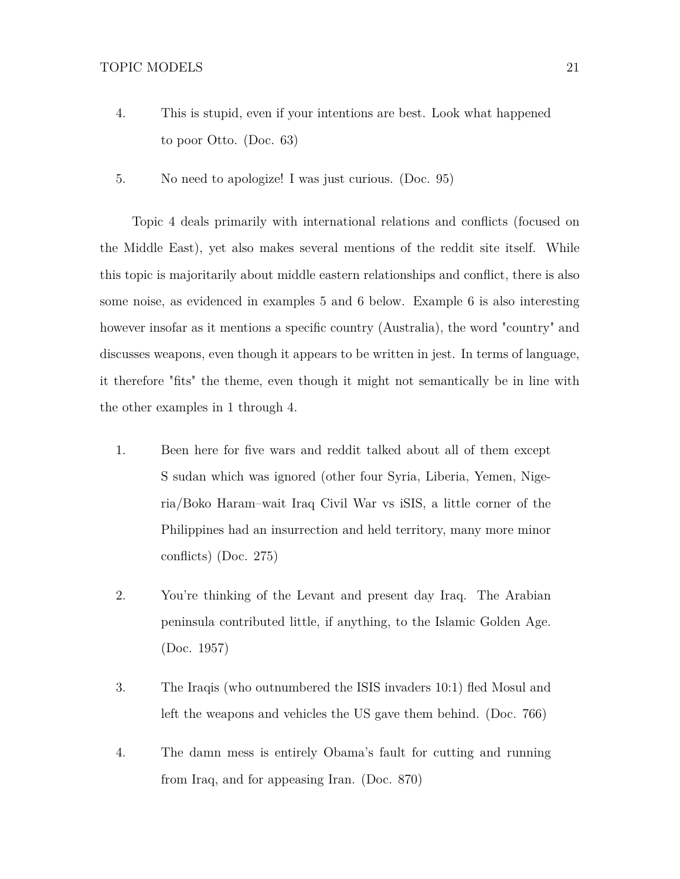4. This is stupid, even if your intentions are best. Look what happened to poor Otto. (Doc. 63)

5. No need to apologize! I was just curious. (Doc. 95)

Topic 4 deals primarily with international relations and conflicts (focused on the Middle East), yet also makes several mentions of the reddit site itself. While this topic is majoritarily about middle eastern relationships and conflict, there is also some noise, as evidenced in examples 5 and 6 below. Example 6 is also interesting however insofar as it mentions a specific country (Australia), the word "country" and discusses weapons, even though it appears to be written in jest. In terms of language, it therefore "fits" the theme, even though it might not semantically be in line with the other examples in 1 through 4.

1. Been here for five wars and reddit talked about all of them except S sudan which was ignored (other four Syria, Liberia, Yemen, Nigeria/Boko Haram–wait Iraq Civil War vs iSIS, a little corner of the Philippines had an insurrection and held territory, many more minor conflicts) (Doc. 275)

2. You're thinking of the Levant and present day Iraq. The Arabian peninsula contributed little, if anything, to the Islamic Golden Age. (Doc. 1957)

3. The Iraqis (who outnumbered the ISIS invaders 10:1) fled Mosul and left the weapons and vehicles the US gave them behind. (Doc. 766)

4. The damn mess is entirely Obama's fault for cutting and running from Iraq, and for appeasing Iran. (Doc. 870)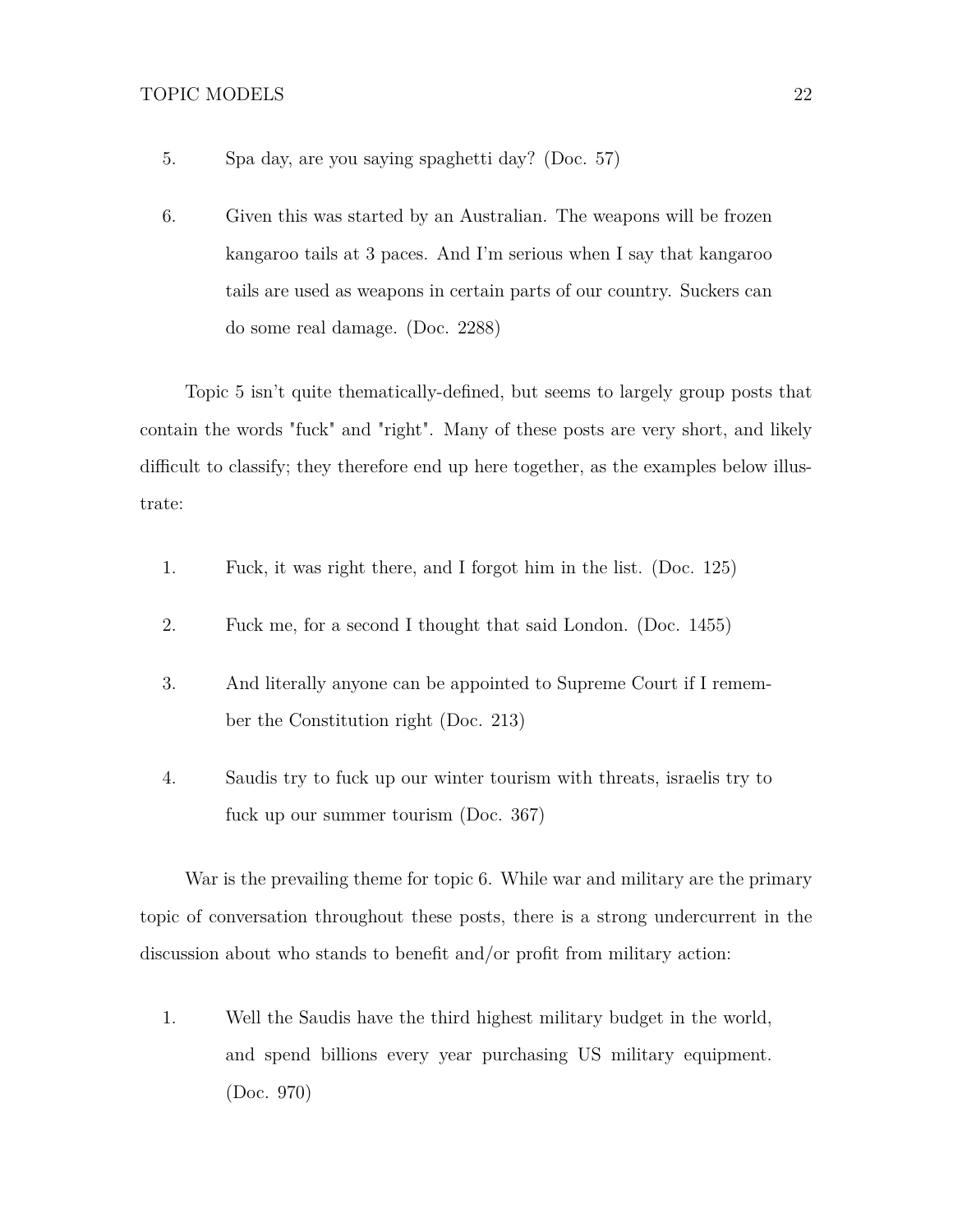5. Spa day, are you saying spaghetti day? (Doc. 57)

6. Given this was started by an Australian. The weapons will be frozen kangaroo tails at 3 paces. And I'm serious when I say that kangaroo tails are used as weapons in certain parts of our country. Suckers can do some real damage. (Doc. 2288)

Topic 5 isn't quite thematically-defined, but seems to largely group posts that contain the words "fuck" and "right". Many of these posts are very short, and likely difficult to classify; they therefore end up here together, as the examples below illustrate:

1. Fuck, it was right there, and I forgot him in the list. (Doc. 125)

2. Fuck me, for a second I thought that said London. (Doc. 1455)

3. And literally anyone can be appointed to Supreme Court if I remember the Constitution right (Doc. 213)

4. Saudis try to fuck up our winter tourism with threats, israelis try to fuck up our summer tourism (Doc. 367)

War is the prevailing theme for topic 6. While war and military are the primary topic of conversation throughout these posts, there is a strong undercurrent in the discussion about who stands to benefit and/or profit from military action:

1. Well the Saudis have the third highest military budget in the world, and spend billions every year purchasing US military equipment. (Doc. 970)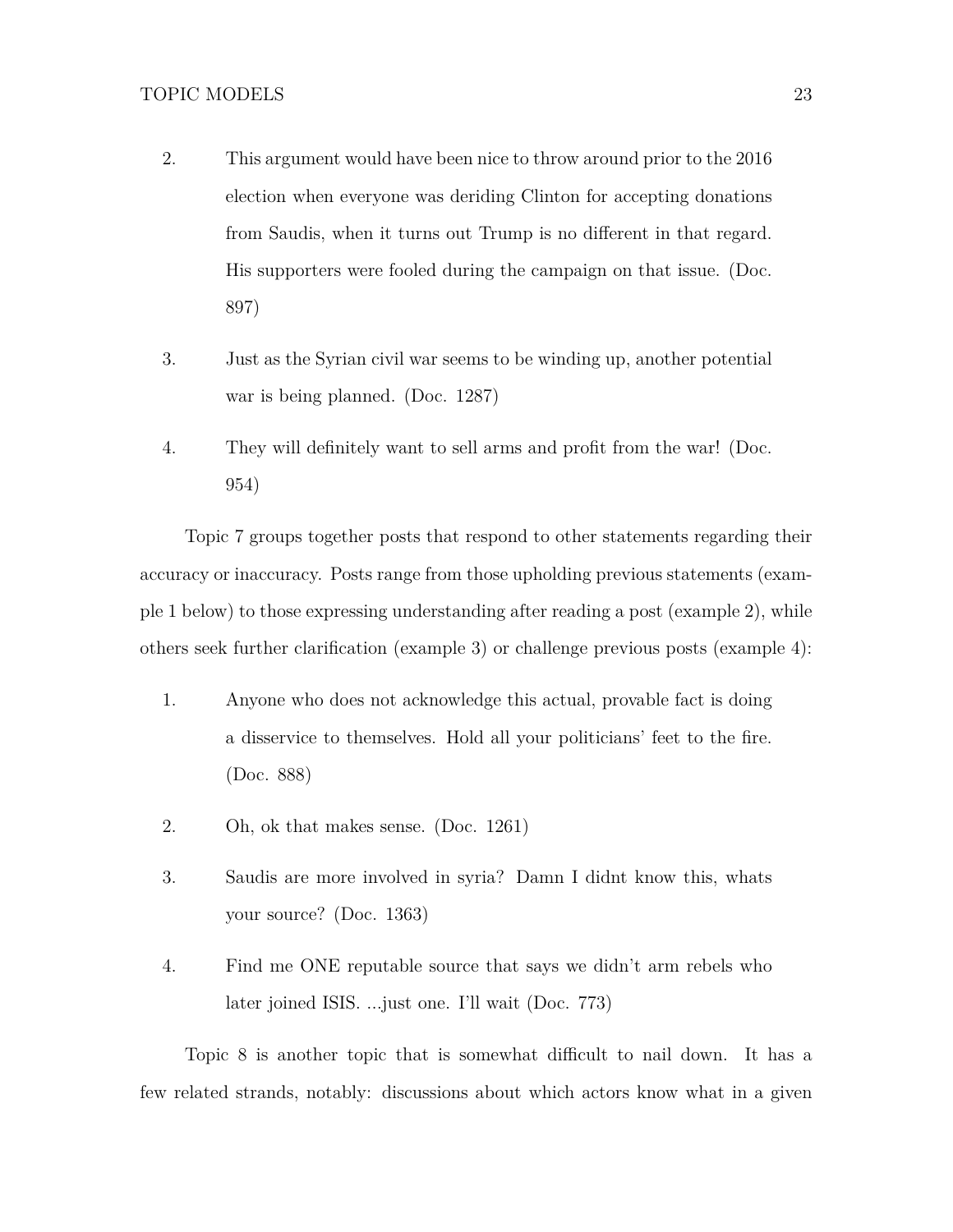2. This argument would have been nice to throw around prior to the 2016 election when everyone was deriding Clinton for accepting donations from Saudis, when it turns out Trump is no different in that regard. His supporters were fooled during the campaign on that issue. (Doc. 897)

3. Just as the Syrian civil war seems to be winding up, another potential war is being planned. (Doc. 1287)

4. They will definitely want to sell arms and profit from the war! (Doc. 954)

Topic 7 groups together posts that respond to other statements regarding their accuracy or inaccuracy. Posts range from those upholding previous statements (example 1 below) to those expressing understanding after reading a post (example 2), while others seek further clarification (example 3) or challenge previous posts (example 4):

1. Anyone who does not acknowledge this actual, provable fact is doing a disservice to themselves. Hold all your politicians' feet to the fire. (Doc. 888)

2. Oh, ok that makes sense. (Doc. 1261)

3. Saudis are more involved in syria? Damn I didnt know this, whats your source? (Doc. 1363)

4. Find me ONE reputable source that says we didn't arm rebels who later joined ISIS. ...just one. I'll wait (Doc. 773)

Topic 8 is another topic that is somewhat difficult to nail down. It has a few related strands, notably: discussions about which actors know what in a given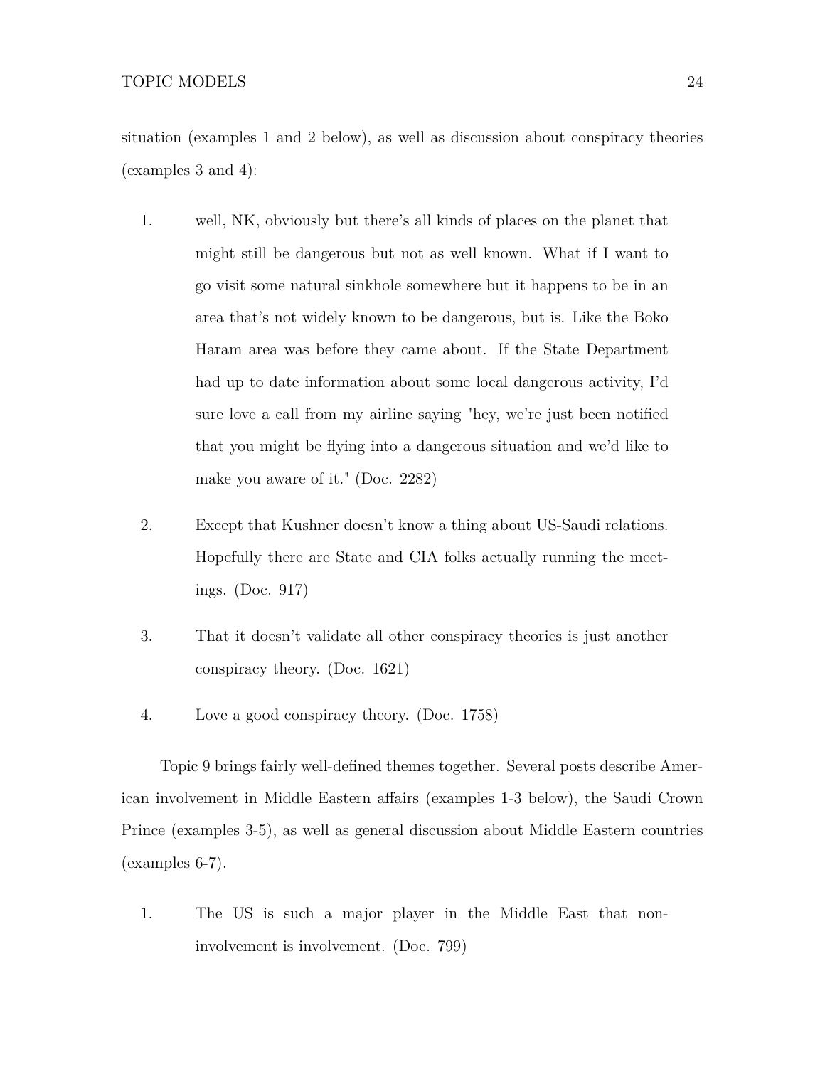situation (examples 1 and 2 below), as well as discussion about conspiracy theories (examples 3 and 4):

1. well, NK, obviously but there's all kinds of places on the planet that might still be dangerous but not as well known. What if I want to go visit some natural sinkhole somewhere but it happens to be in an area that's not widely known to be dangerous, but is. Like the Boko Haram area was before they came about. If the State Department had up to date information about some local dangerous activity, I'd sure love a call from my airline saying "hey, we're just been notified that you might be flying into a dangerous situation and we'd like to make you aware of it." (Doc. 2282)

2. Except that Kushner doesn't know a thing about US-Saudi relations. Hopefully there are State and CIA folks actually running the meetings. (Doc. 917)

3. That it doesn't validate all other conspiracy theories is just another conspiracy theory. (Doc. 1621)

4. Love a good conspiracy theory. (Doc. 1758)

Topic 9 brings fairly well-defined themes together. Several posts describe American involvement in Middle Eastern affairs (examples 1-3 below), the Saudi Crown Prince (examples 3-5), as well as general discussion about Middle Eastern countries (examples 6-7).

1. The US is such a major player in the Middle East that non-involvement is involvement. (Doc. 799)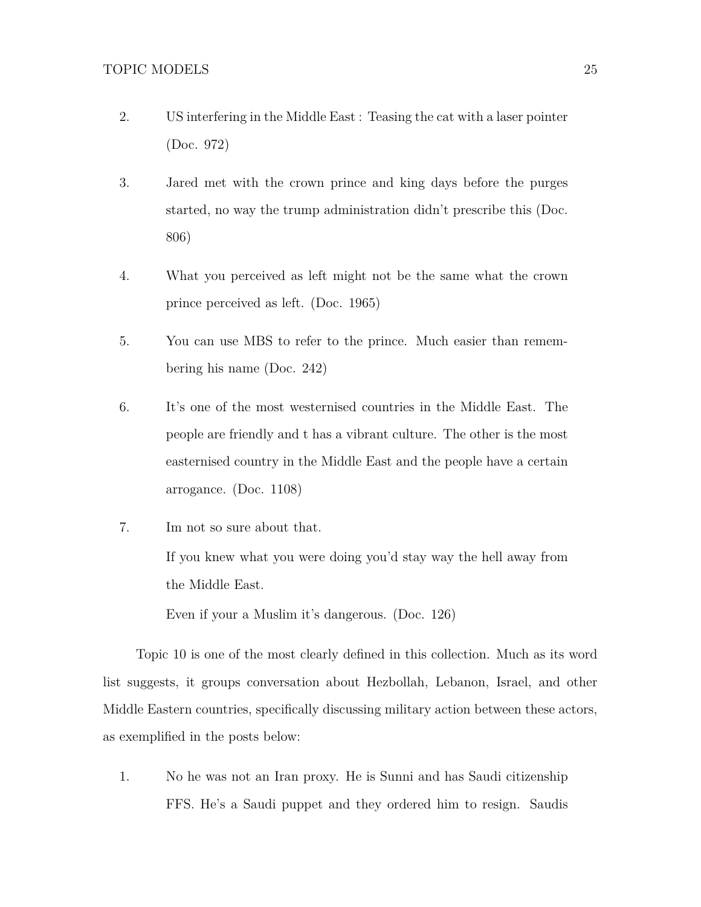2. US interfering in the Middle East : Teasing the cat with a laser pointer (Doc. 972)

3. Jared met with the crown prince and king days before the purges started, no way the trump administration didn't prescribe this (Doc. 806)

4. What you perceived as left might not be the same what the crown prince perceived as left. (Doc. 1965)

5. You can use MBS to refer to the prince. Much easier than remembering his name (Doc. 242)

6. It's one of the most westernised countries in the Middle East. The people are friendly and t has a vibrant culture. The other is the most easternised country in the Middle East and the people have a certain arrogance. (Doc. 1108)

7. Im not so sure about that.

   If you knew what you were doing you'd stay way the hell away from the Middle East.

   Even if your a Muslim it's dangerous. (Doc. 126)

Topic 10 is one of the most clearly defined in this collection. Much as its word list suggests, it groups conversation about Hezbollah, Lebanon, Israel, and other Middle Eastern countries, specifically discussing military action between these actors, as exemplified in the posts below:

1. No he was not an Iran proxy. He is Sunni and has Saudi citizenship FFS. He's a Saudi puppet and they ordered him to resign. Saudis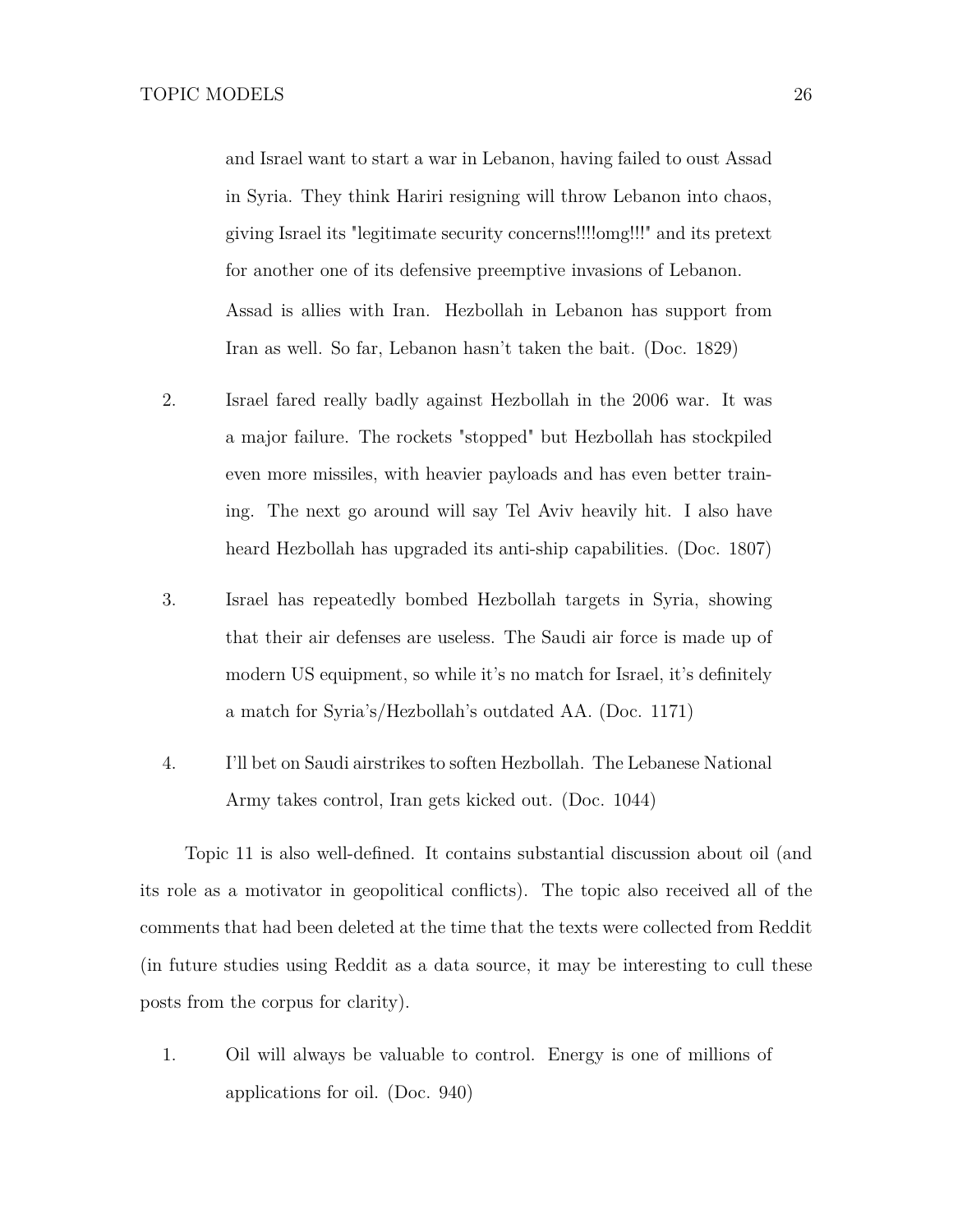and Israel want to start a war in Lebanon, having failed to oust Assad in Syria. They think Hariri resigning will throw Lebanon into chaos, giving Israel its "legitimate security concerns!!!!omg!!!" and its pretext for another one of its defensive preemptive invasions of Lebanon. Assad is allies with Iran. Hezbollah in Lebanon has support from Iran as well. So far, Lebanon hasn't taken the bait. (Doc. 1829)

2. Israel fared really badly against Hezbollah in the 2006 war. It was a major failure. The rockets "stopped" but Hezbollah has stockpiled even more missiles, with heavier payloads and has even better training. The next go around will say Tel Aviv heavily hit. I also have heard Hezbollah has upgraded its anti-ship capabilities. (Doc. 1807)

3. Israel has repeatedly bombed Hezbollah targets in Syria, showing that their air defenses are useless. The Saudi air force is made up of modern US equipment, so while it's no match for Israel, it's definitely a match for Syria's/Hezbollah's outdated AA. (Doc. 1171)

4. I'll bet on Saudi airstrikes to soften Hezbollah. The Lebanese National Army takes control, Iran gets kicked out. (Doc. 1044)

Topic 11 is also well-defined. It contains substantial discussion about oil (and its role as a motivator in geopolitical conflicts). The topic also received all of the comments that had been deleted at the time that the texts were collected from Reddit (in future studies using Reddit as a data source, it may be interesting to cull these posts from the corpus for clarity).

1. Oil will always be valuable to control. Energy is one of millions of applications for oil. (Doc. 940)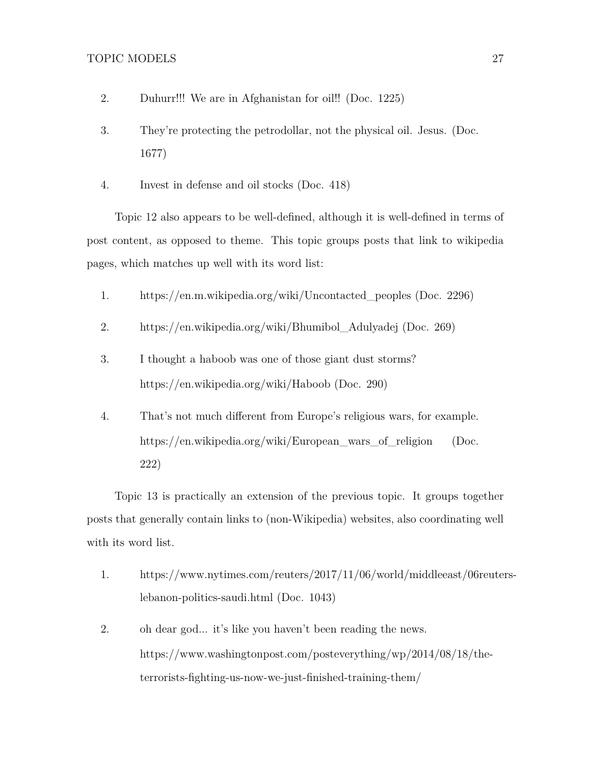2. Duhurr!!! We are in Afghanistan for oil!! (Doc. 1225)

3. They're protecting the petrodollar, not the physical oil. Jesus. (Doc. 1677)

4. Invest in defense and oil stocks (Doc. 418)

Topic 12 also appears to be well-defined, although it is well-defined in terms of post content, as opposed to theme. This topic groups posts that link to wikipedia pages, which matches up well with its word list:

1. https://en.m.wikipedia.org/wiki/Uncontacted_peoples (Doc. 2296)

2. https://en.wikipedia.org/wiki/Bhumibol_Adulyadej (Doc. 269)

3. I thought a haboob was one of those giant dust storms? https://en.wikipedia.org/wiki/Haboob (Doc. 290)

4. That's not much different from Europe's religious wars, for example. https://en.wikipedia.org/wiki/European_wars_of_religion (Doc. 222)

Topic 13 is practically an extension of the previous topic. It groups together posts that generally contain links to (non-Wikipedia) websites, also coordinating well with its word list.

1. https://www.nytimes.com/reuters/2017/11/06/world/middleeast/06reuters-lebanon-politics-saudi.html (Doc. 1043)

2. oh dear god... it's like you haven't been reading the news. https://www.washingtonpost.com/posteverything/wp/2014/08/18/the-terrorists-fighting-us-now-we-just-finished-training-them/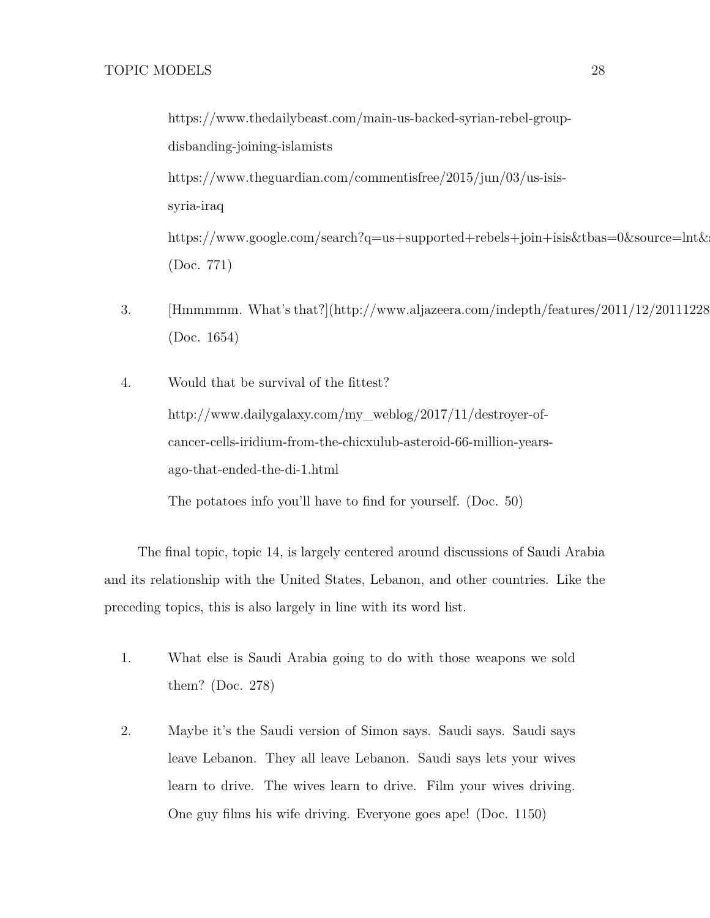https://www.thedailybeast.com/main-us-backed-syrian-rebel-group-disbanding-joining-islamists

https://www.theguardian.com/commentisfree/2015/jun/03/us-isis-syria-iraq

https://www.google.com/search?q=us+supported+rebels+join+isis&tbas=0&source=lnt&
(Doc. 771)

3. [Hmmmmm. What's that?](http://www.aljazeera.com/indepth/features/2011/12/20111228
   (Doc. 1654)

4. Would that be survival of the fittest?

   http://www.dailygalaxy.com/my_weblog/2017/11/destroyer-of-cancer-cells-iridium-from-the-chicxulub-asteroid-66-million-years-ago-that-ended-the-di-1.html

   The potatoes info you'll have to find for yourself. (Doc. 50)

The final topic, topic 14, is largely centered around discussions of Saudi Arabia and its relationship with the United States, Lebanon, and other countries. Like the preceding topics, this is also largely in line with its word list.

1. What else is Saudi Arabia going to do with those weapons we sold them? (Doc. 278)

2. Maybe it's the Saudi version of Simon says. Saudi says. Saudi says leave Lebanon. They all leave Lebanon. Saudi says lets your wives learn to drive. The wives learn to drive. Film your wives driving. One guy films his wife driving. Everyone goes ape! (Doc. 1150)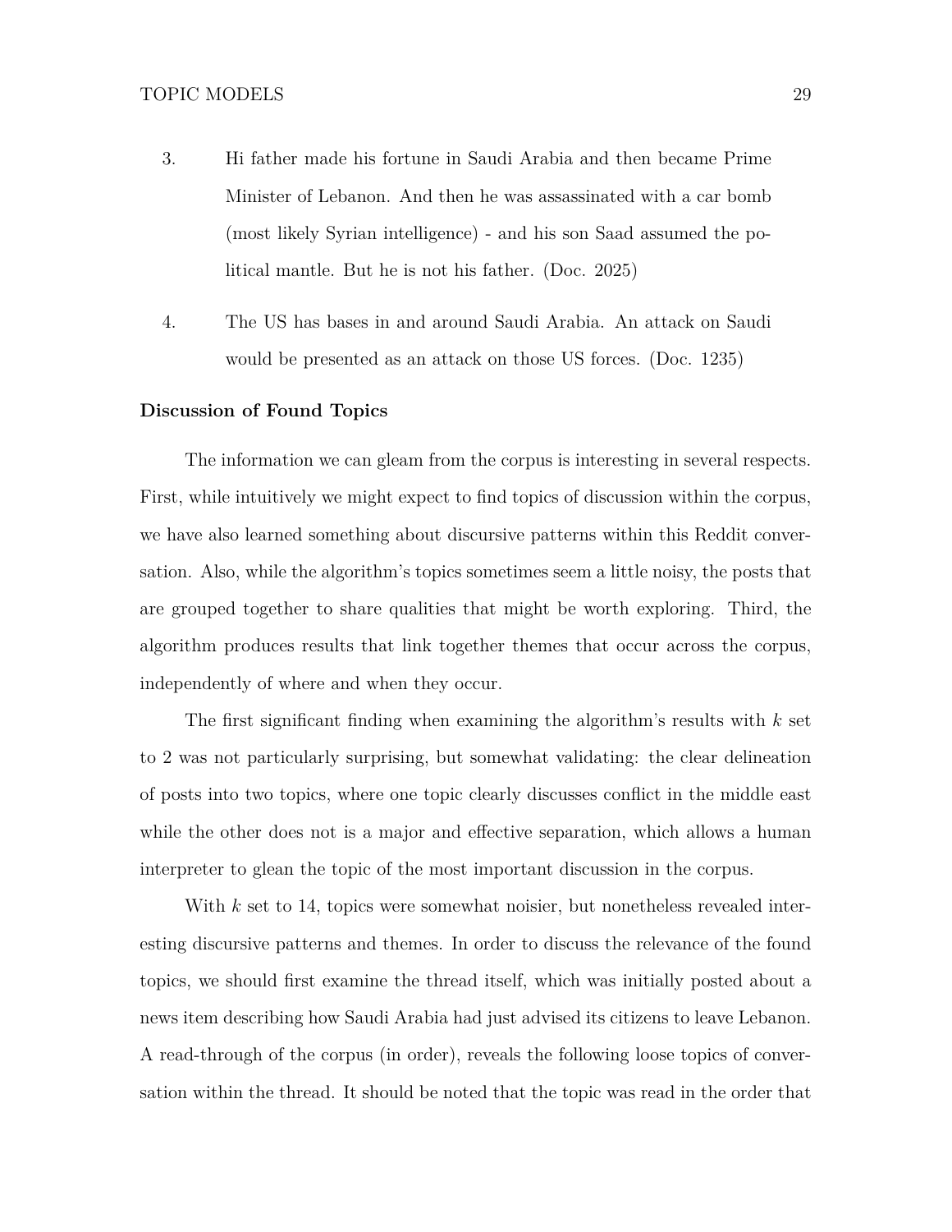3. Hi father made his fortune in Saudi Arabia and then became Prime Minister of Lebanon. And then he was assassinated with a car bomb (most likely Syrian intelligence) - and his son Saad assumed the political mantle. But he is not his father. (Doc. 2025)

4. The US has bases in and around Saudi Arabia. An attack on Saudi would be presented as an attack on those US forces. (Doc. 1235)

### Discussion of Found Topics

The information we can gleam from the corpus is interesting in several respects. First, while intuitively we might expect to find topics of discussion within the corpus, we have also learned something about discursive patterns within this Reddit conversation. Also, while the algorithm's topics sometimes seem a little noisy, the posts that are grouped together to share qualities that might be worth exploring. Third, the algorithm produces results that link together themes that occur across the corpus, independently of where and when they occur.

The first significant finding when examining the algorithm's results with $k$ set to 2 was not particularly surprising, but somewhat validating: the clear delineation of posts into two topics, where one topic clearly discusses conflict in the middle east while the other does not is a major and effective separation, which allows a human interpreter to glean the topic of the most important discussion in the corpus.

With $k$ set to 14, topics were somewhat noisier, but nonetheless revealed interesting discursive patterns and themes. In order to discuss the relevance of the found topics, we should first examine the thread itself, which was initially posted about a news item describing how Saudi Arabia had just advised its citizens to leave Lebanon. A read-through of the corpus (in order), reveals the following loose topics of conversation within the thread. It should be noted that the topic was read in the order that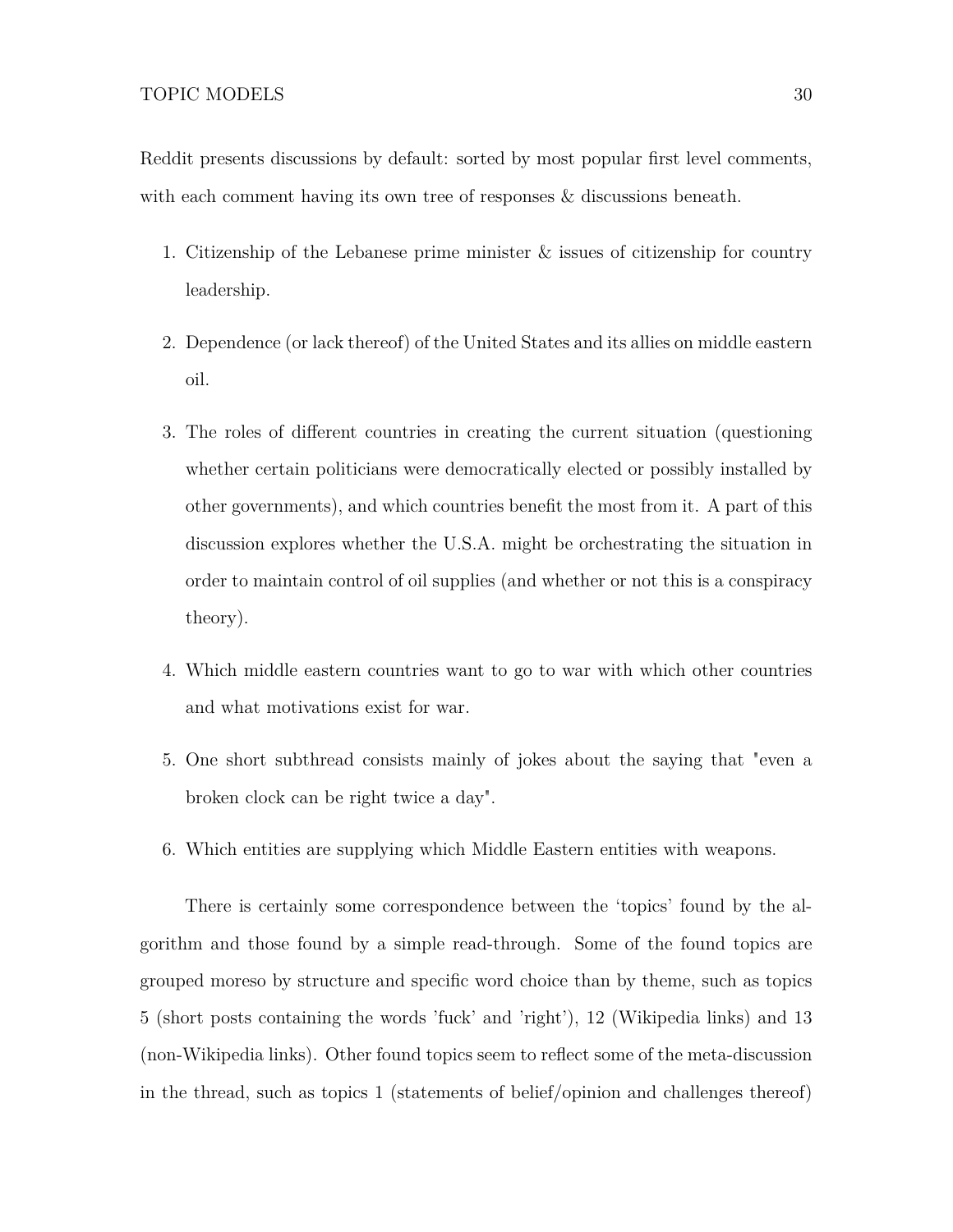Reddit presents discussions by default: sorted by most popular first level comments, with each comment having its own tree of responses & discussions beneath.

1. Citizenship of the Lebanese prime minister & issues of citizenship for country leadership.
2. Dependence (or lack thereof) of the United States and its allies on middle eastern oil.
3. The roles of different countries in creating the current situation (questioning whether certain politicians were democratically elected or possibly installed by other governments), and which countries benefit the most from it. A part of this discussion explores whether the U.S.A. might be orchestrating the situation in order to maintain control of oil supplies (and whether or not this is a conspiracy theory).
4. Which middle eastern countries want to go to war with which other countries and what motivations exist for war.
5. One short subthread consists mainly of jokes about the saying that "even a broken clock can be right twice a day".
6. Which entities are supplying which Middle Eastern entities with weapons.

There is certainly some correspondence between the 'topics' found by the algorithm and those found by a simple read-through. Some of the found topics are grouped moreso by structure and specific word choice than by theme, such as topics 5 (short posts containing the words 'fuck' and 'right'), 12 (Wikipedia links) and 13 (non-Wikipedia links). Other found topics seem to reflect some of the meta-discussion in the thread, such as topics 1 (statements of belief/opinion and challenges thereof)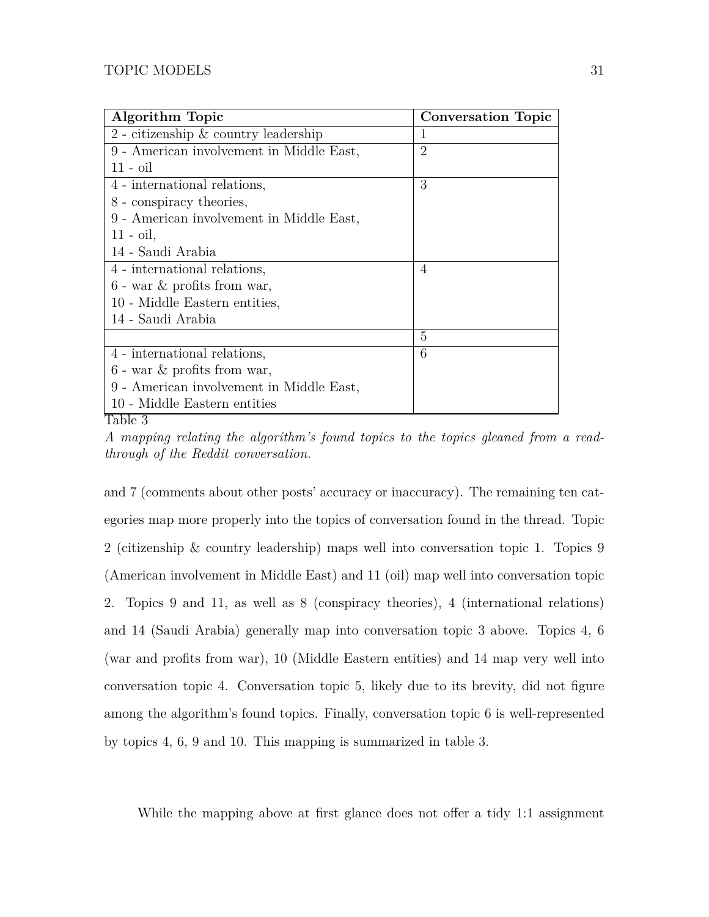| Algorithm Topic | Conversation Topic |
| --- | --- |
| 2 - citizenship & country leadership | 1 |
| 9 - American involvement in Middle East, 11 - oil | 2 |
| 4 - international relations, 8 - conspiracy theories, 9 - American involvement in Middle East, 11 - oil, 14 - Saudi Arabia | 3 |
| 4 - international relations, 6 - war & profits from war, 10 - Middle Eastern entities, 14 - Saudi Arabia | 4 |
| | 5 |
| 4 - international relations, 6 - war & profits from war, 9 - American involvement in Middle East, 10 - Middle Eastern entities | 6 |

Table 3

*A mapping relating the algorithm's found topics to the topics gleaned from a read-through of the Reddit conversation.*

and 7 (comments about other posts' accuracy or inaccuracy). The remaining ten categories map more properly into the topics of conversation found in the thread. Topic 2 (citizenship & country leadership) maps well into conversation topic 1. Topics 9 (American involvement in Middle East) and 11 (oil) map well into conversation topic 2. Topics 9 and 11, as well as 8 (conspiracy theories), 4 (international relations) and 14 (Saudi Arabia) generally map into conversation topic 3 above. Topics 4, 6 (war and profits from war), 10 (Middle Eastern entities) and 14 map very well into conversation topic 4. Conversation topic 5, likely due to its brevity, did not figure among the algorithm's found topics. Finally, conversation topic 6 is well-represented by topics 4, 6, 9 and 10. This mapping is summarized in table 3.

While the mapping above at first glance does not offer a tidy 1:1 assignment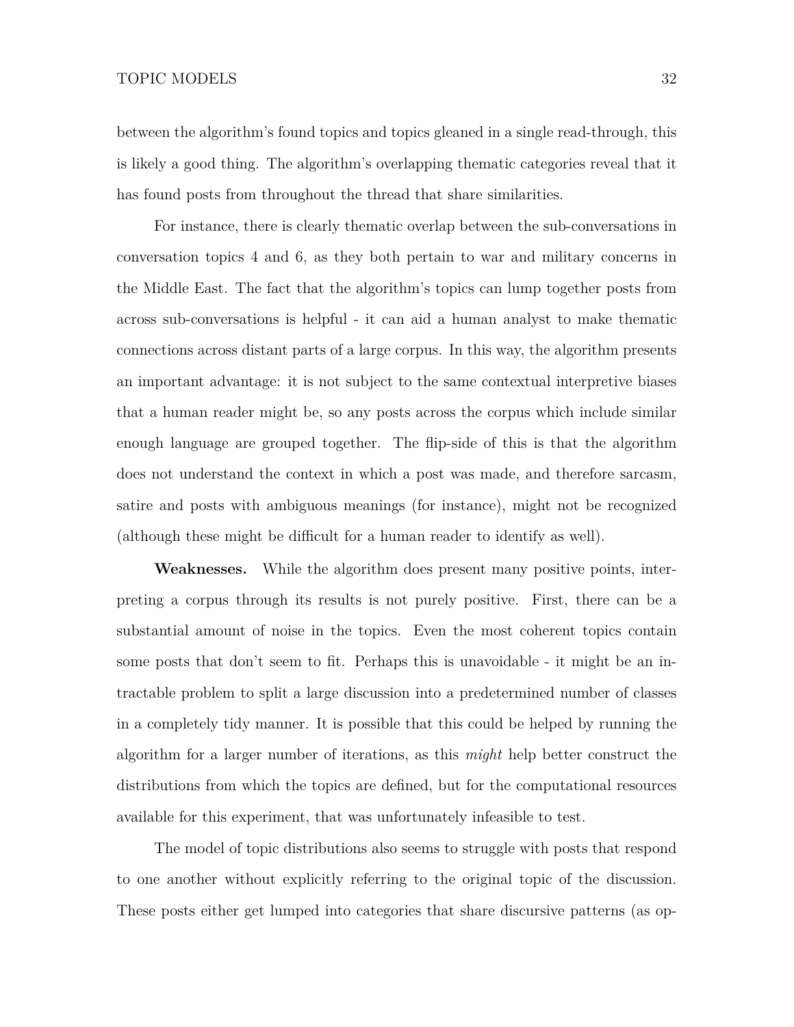between the algorithm's found topics and topics gleaned in a single read-through, this is likely a good thing. The algorithm's overlapping thematic categories reveal that it has found posts from throughout the thread that share similarities.

For instance, there is clearly thematic overlap between the sub-conversations in conversation topics 4 and 6, as they both pertain to war and military concerns in the Middle East. The fact that the algorithm's topics can lump together posts from across sub-conversations is helpful - it can aid a human analyst to make thematic connections across distant parts of a large corpus. In this way, the algorithm presents an important advantage: it is not subject to the same contextual interpretive biases that a human reader might be, so any posts across the corpus which include similar enough language are grouped together. The flip-side of this is that the algorithm does not understand the context in which a post was made, and therefore sarcasm, satire and posts with ambiguous meanings (for instance), might not be recognized (although these might be difficult for a human reader to identify as well).

**Weaknesses.** While the algorithm does present many positive points, interpreting a corpus through its results is not purely positive. First, there can be a substantial amount of noise in the topics. Even the most coherent topics contain some posts that don't seem to fit. Perhaps this is unavoidable - it might be an intractable problem to split a large discussion into a predetermined number of classes in a completely tidy manner. It is possible that this could be helped by running the algorithm for a larger number of iterations, as this *might* help better construct the distributions from which the topics are defined, but for the computational resources available for this experiment, that was unfortunately infeasible to test.

The model of topic distributions also seems to struggle with posts that respond to one another without explicitly referring to the original topic of the discussion. These posts either get lumped into categories that share discursive patterns (as op-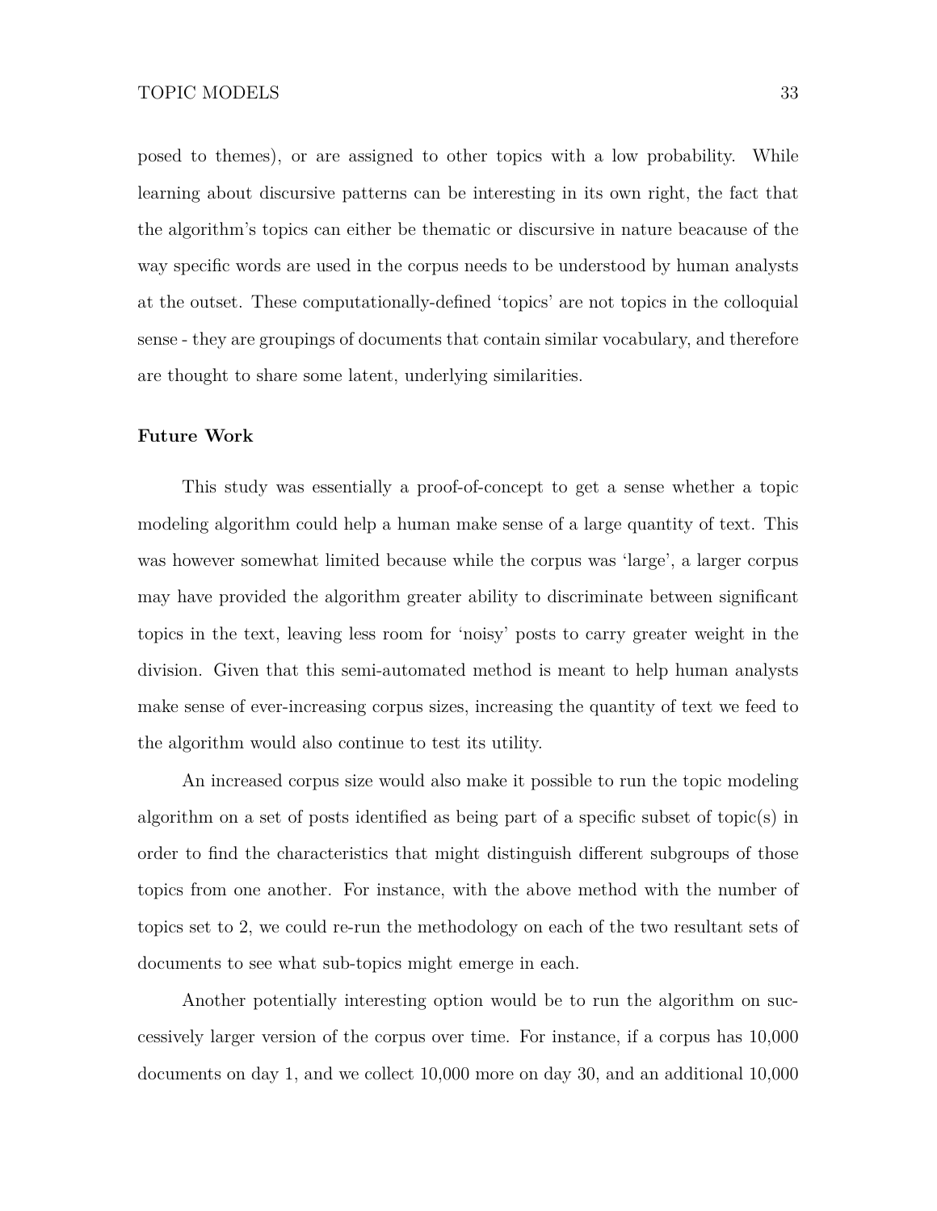posed to themes), or are assigned to other topics with a low probability. While learning about discursive patterns can be interesting in its own right, the fact that the algorithm's topics can either be thematic or discursive in nature beacause of the way specific words are used in the corpus needs to be understood by human analysts at the outset. These computationally-defined 'topics' are not topics in the colloquial sense - they are groupings of documents that contain similar vocabulary, and therefore are thought to share some latent, underlying similarities.

**Future Work**

This study was essentially a proof-of-concept to get a sense whether a topic modeling algorithm could help a human make sense of a large quantity of text. This was however somewhat limited because while the corpus was 'large', a larger corpus may have provided the algorithm greater ability to discriminate between significant topics in the text, leaving less room for 'noisy' posts to carry greater weight in the division. Given that this semi-automated method is meant to help human analysts make sense of ever-increasing corpus sizes, increasing the quantity of text we feed to the algorithm would also continue to test its utility.

An increased corpus size would also make it possible to run the topic modeling algorithm on a set of posts identified as being part of a specific subset of topic(s) in order to find the characteristics that might distinguish different subgroups of those topics from one another. For instance, with the above method with the number of topics set to 2, we could re-run the methodology on each of the two resultant sets of documents to see what sub-topics might emerge in each.

Another potentially interesting option would be to run the algorithm on successively larger version of the corpus over time. For instance, if a corpus has 10,000 documents on day 1, and we collect 10,000 more on day 30, and an additional 10,000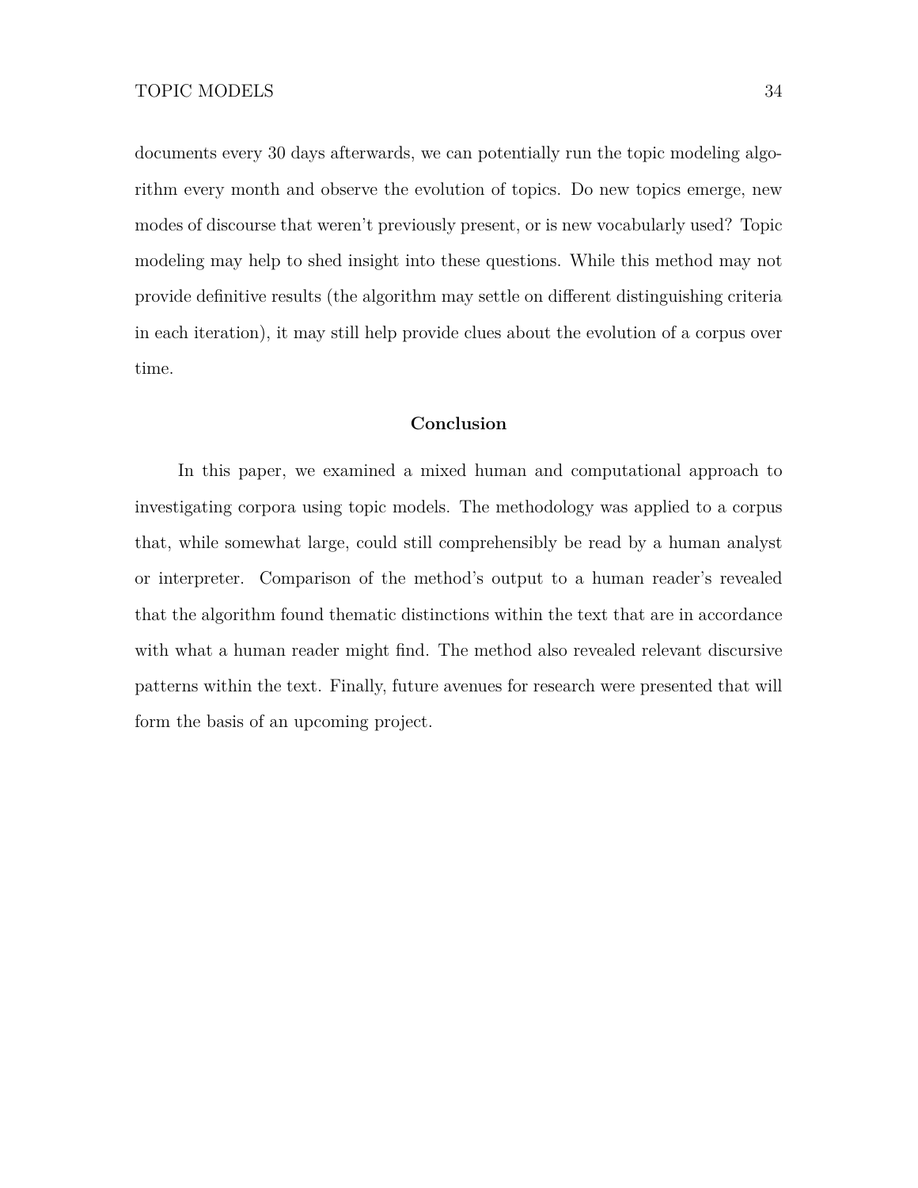documents every 30 days afterwards, we can potentially run the topic modeling algorithm every month and observe the evolution of topics. Do new topics emerge, new modes of discourse that weren't previously present, or is new vocabularly used? Topic modeling may help to shed insight into these questions. While this method may not provide definitive results (the algorithm may settle on different distinguishing criteria in each iteration), it may still help provide clues about the evolution of a corpus over time.

## Conclusion

In this paper, we examined a mixed human and computational approach to investigating corpora using topic models. The methodology was applied to a corpus that, while somewhat large, could still comprehensibly be read by a human analyst or interpreter. Comparison of the method's output to a human reader's revealed that the algorithm found thematic distinctions within the text that are in accordance with what a human reader might find. The method also revealed relevant discursive patterns within the text. Finally, future avenues for research were presented that will form the basis of an upcoming project.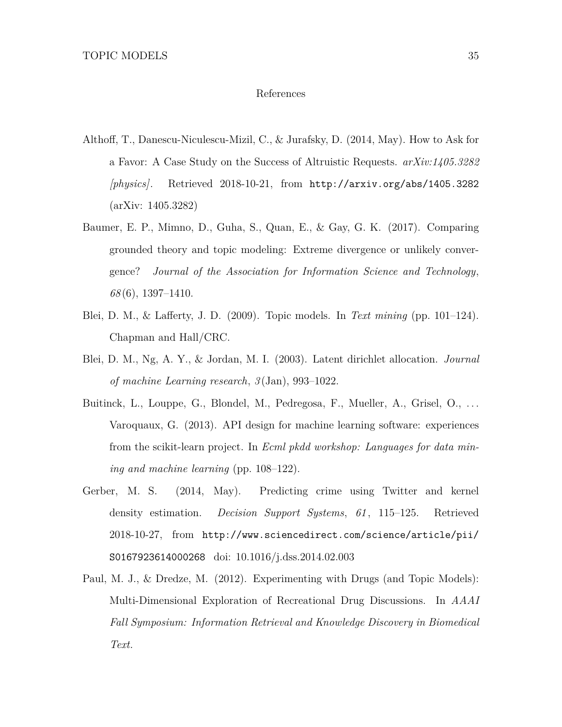# References

Althoff, T., Danescu-Niculescu-Mizil, C., & Jurafsky, D. (2014, May). How to Ask for a Favor: A Case Study on the Success of Altruistic Requests. *arXiv:1405.3282 [physics]*. Retrieved 2018-10-21, from http://arxiv.org/abs/1405.3282 (arXiv: 1405.3282)

Baumer, E. P., Mimno, D., Guha, S., Quan, E., & Gay, G. K. (2017). Comparing grounded theory and topic modeling: Extreme divergence or unlikely convergence? *Journal of the Association for Information Science and Technology*, *68*(6), 1397–1410.

Blei, D. M., & Lafferty, J. D. (2009). Topic models. In *Text mining* (pp. 101–124). Chapman and Hall/CRC.

Blei, D. M., Ng, A. Y., & Jordan, M. I. (2003). Latent dirichlet allocation. *Journal of machine Learning research*, *3*(Jan), 993–1022.

Buitinck, L., Louppe, G., Blondel, M., Pedregosa, F., Mueller, A., Grisel, O., ... Varoquaux, G. (2013). API design for machine learning software: experiences from the scikit-learn project. In *Ecml pkdd workshop: Languages for data mining and machine learning* (pp. 108–122).

Gerber, M. S. (2014, May). Predicting crime using Twitter and kernel density estimation. *Decision Support Systems*, *61*, 115–125. Retrieved 2018-10-27, from http://www.sciencedirect.com/science/article/pii/S0167923614000268 doi: 10.1016/j.dss.2014.02.003

Paul, M. J., & Dredze, M. (2012). Experimenting with Drugs (and Topic Models): Multi-Dimensional Exploration of Recreational Drug Discussions. In *AAAI Fall Symposium: Information Retrieval and Knowledge Discovery in Biomedical Text.*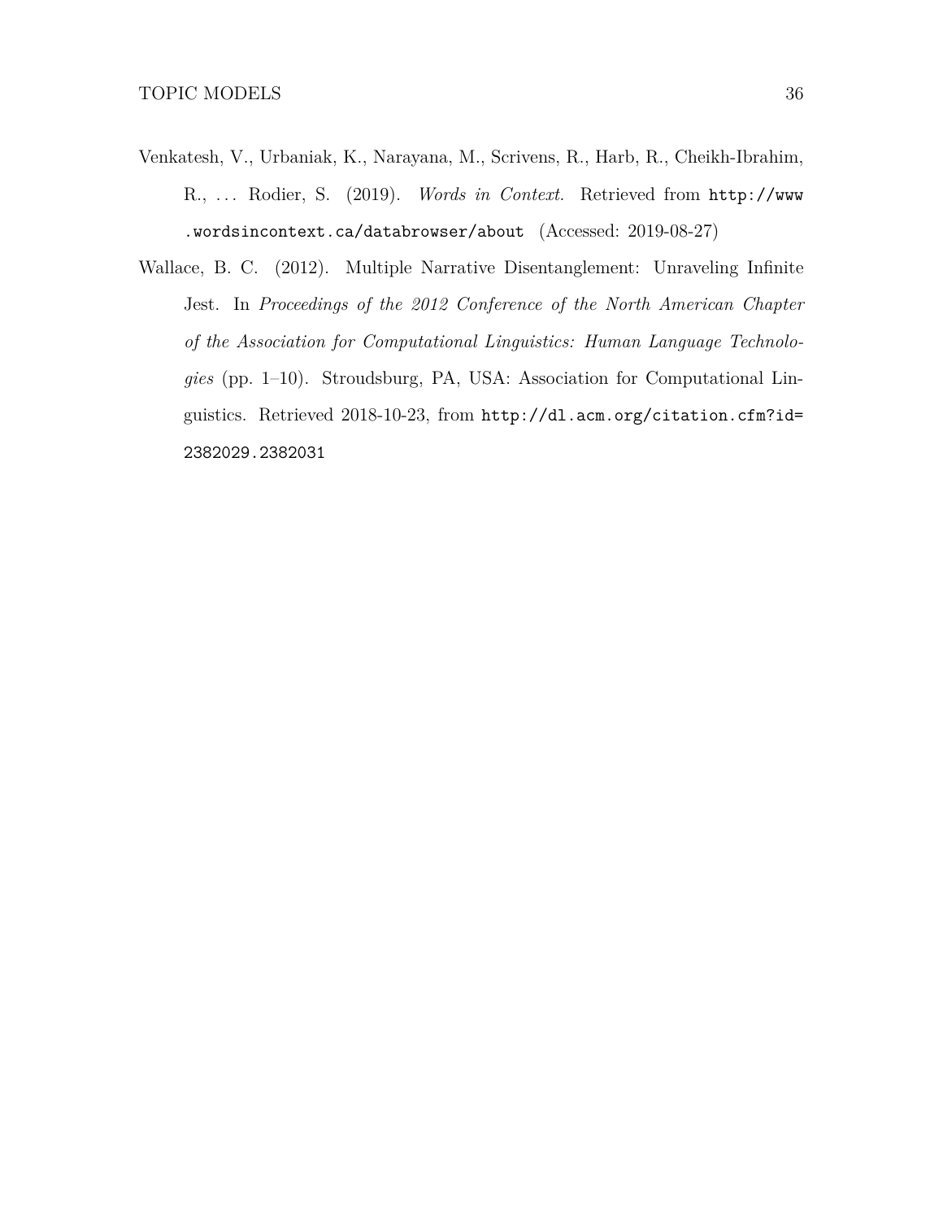Venkatesh, V., Urbaniak, K., Narayana, M., Scrivens, R., Harb, R., Cheikh-Ibrahim, R., . . . Rodier, S. (2019). *Words in Context.* Retrieved from http://www.wordsincontext.ca/databrowser/about (Accessed: 2019-08-27)

Wallace, B. C. (2012). Multiple Narrative Disentanglement: Unraveling Infinite Jest. In *Proceedings of the 2012 Conference of the North American Chapter of the Association for Computational Linguistics: Human Language Technologies* (pp. 1–10). Stroudsburg, PA, USA: Association for Computational Linguistics. Retrieved 2018-10-23, from http://dl.acm.org/citation.cfm?id=2382029.2382031